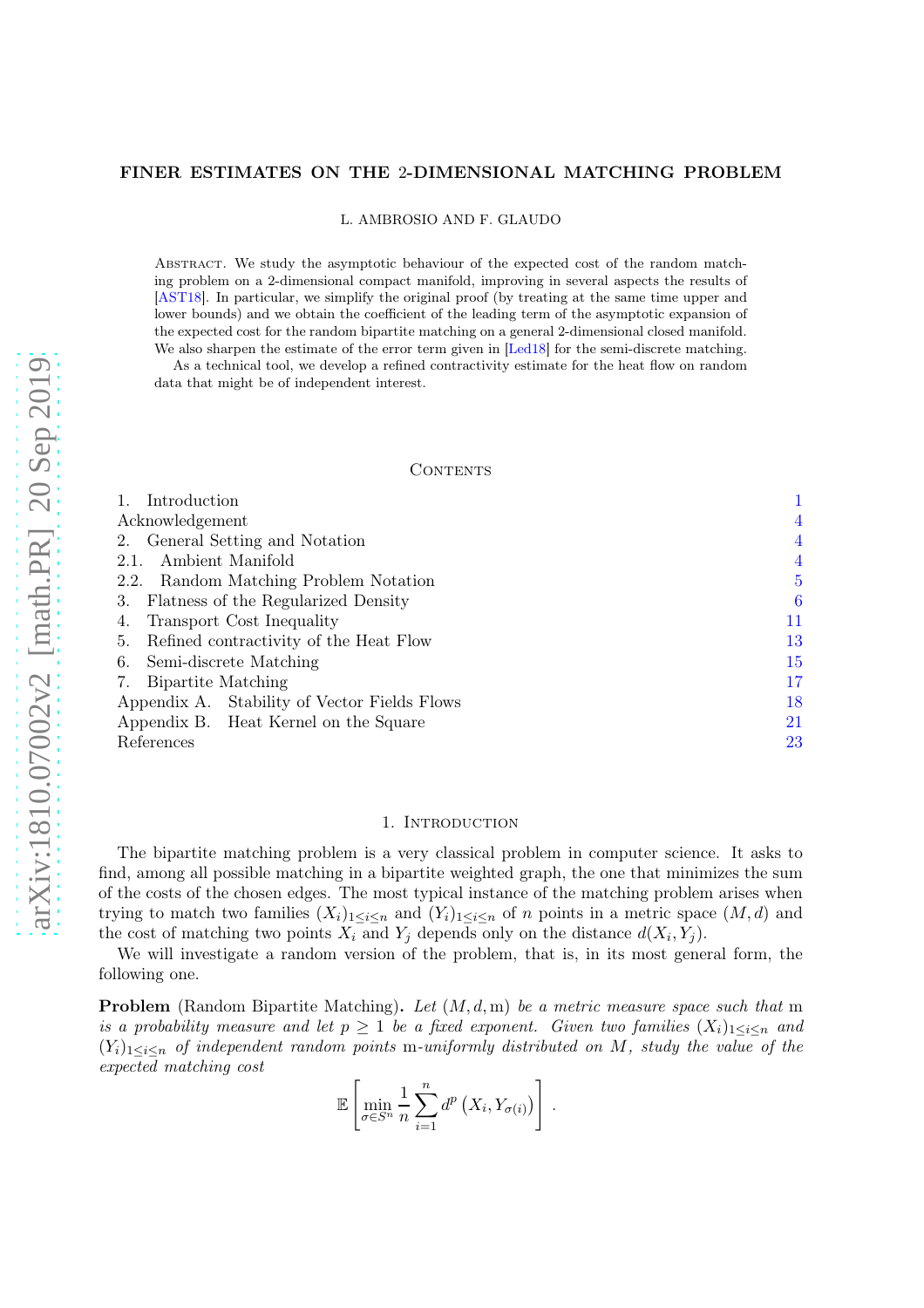# FINER ESTIMATES ON THE 2-DIMENSIONAL MATCHING PROBLEM

L. AMBROSIO AND F. GLAUDO

Abstract. We study the asymptotic behaviour of the expected cost of the random matching problem on a 2-dimensional compact manifold, improving in several aspects the results of [AST18]. In particular, we simplify the original proof (by treating at the same time upper and lower bounds) and we obtain the coefficient of the leading term of the asymptotic expansion of the expected cost for the random bipartite matching on a general 2-dimensional closed manifold. We also sharpen the estimate of the error term given in [Led18] for the semi-discrete matching.

As a technical tool, we develop a refined contractivity estimate for the heat flow on random data that might be of independent interest.

## Contents

| | |
|---|---|
| 1. Introduction | 1 |
| Acknowledgement | 4 |
| 2. General Setting and Notation | 4 |
| 2.1. Ambient Manifold | 4 |
| 2.2. Random Matching Problem Notation | 5 |
| 3. Flatness of the Regularized Density | 6 |
| 4. Transport Cost Inequality | 11 |
| 5. Refined contractivity of the Heat Flow | 13 |
| 6. Semi-discrete Matching | 15 |
| 7. Bipartite Matching | 17 |
| Appendix A. Stability of Vector Fields Flows | 18 |
| Appendix B. Heat Kernel on the Square | 21 |
| References | 23 |

## 1. Introduction

The bipartite matching problem is a very classical problem in computer science. It asks to find, among all possible matching in a bipartite weighted graph, the one that minimizes the sum of the costs of the chosen edges. The most typical instance of the matching problem arises when trying to match two families $(X_i)_{1\le i\le n}$ and $(Y_i)_{1\le i\le n}$ of $n$ points in a metric space $(M,d)$ and the cost of matching two points $X_i$ and $Y_j$ depends only on the distance $d(X_i,Y_j)$.

We will investigate a random version of the problem, that is, in its most general form, the following one.

**Problem** (Random Bipartite Matching). *Let $(M,d,\mathrm{m})$ be a metric measure space such that $\mathrm{m}$ is a probability measure and let $p\ge 1$ be a fixed exponent. Given two families $(X_i)_{1\le i\le n}$ and $(Y_i)_{1\le i\le n}$ of independent random points $\mathrm{m}$-uniformly distributed on $M$, study the value of the expected matching cost*

$$\mathbb{E}\left[\min_{\sigma\in S^n}\frac{1}{n}\sum_{i=1}^{n} d^p\left(X_i,Y_{\sigma(i)}\right)\right] .$$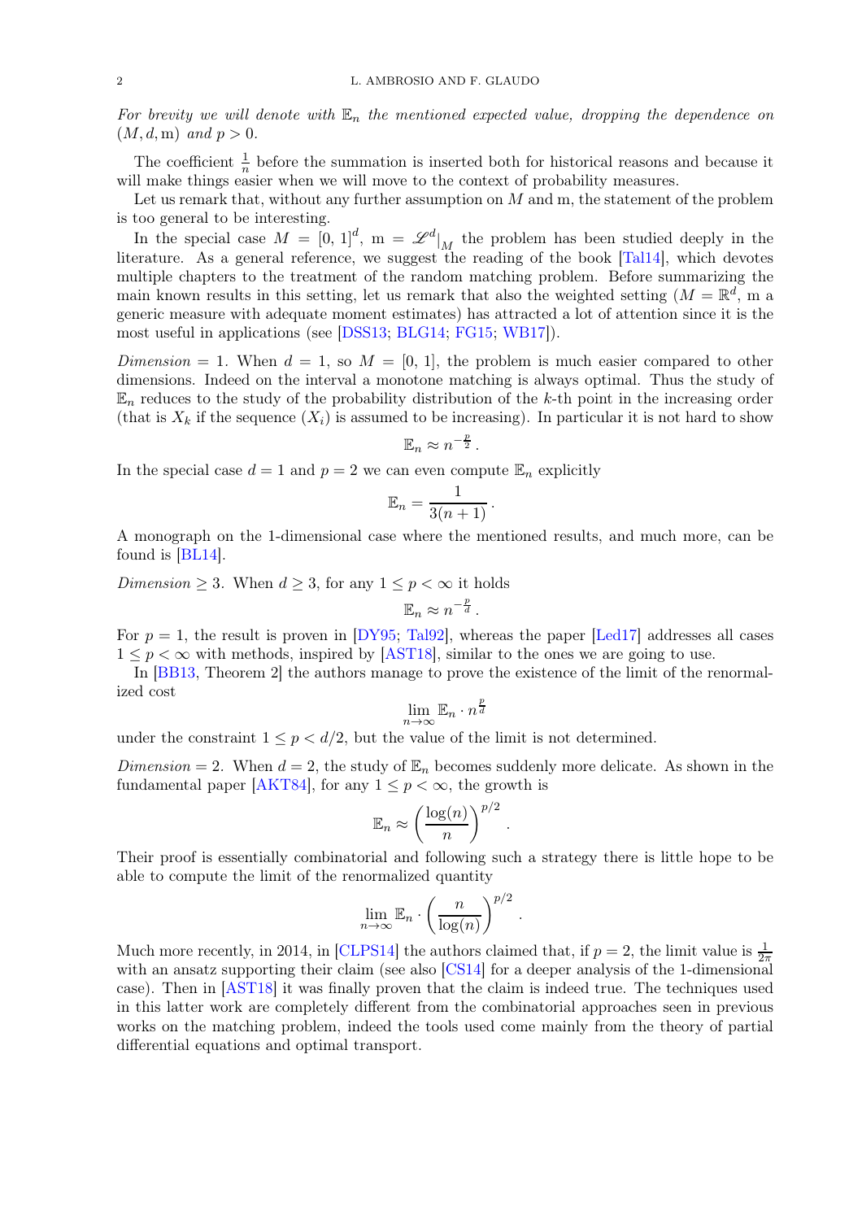*For brevity we will denote with $\mathbb{E}_n$ the mentioned expected value, dropping the dependence on $(M, d, \mathrm{m})$ and $p > 0$.*

The coefficient $\frac{1}{n}$ before the summation is inserted both for historical reasons and because it will make things easier when we will move to the context of probability measures.

Let us remark that, without any further assumption on $M$ and m, the statement of the problem is too general to be interesting.

In the special case $M = [0, 1]^d$, $\mathrm{m} = \mathscr{L}^d|_M$ the problem has been studied deeply in the literature. As a general reference, we suggest the reading of the book [Tal14], which devotes multiple chapters to the treatment of the random matching problem. Before summarizing the main known results in this setting, let us remark that also the weighted setting ($M = \mathbb{R}^d$, m a generic measure with adequate moment estimates) has attracted a lot of attention since it is the most useful in applications (see [DSS13; BLG14; FG15; WB17]).

*Dimension* = 1. When $d = 1$, so $M = [0, 1]$, the problem is much easier compared to other dimensions. Indeed on the interval a monotone matching is always optimal. Thus the study of $\mathbb{E}_n$ reduces to the study of the probability distribution of the $k$-th point in the increasing order (that is $X_k$ if the sequence $(X_i)$ is assumed to be increasing). In particular it is not hard to show

$$\mathbb{E}_n \approx n^{-\frac{p}{2}}.$$

In the special case $d = 1$ and $p = 2$ we can even compute $\mathbb{E}_n$ explicitly

$$\mathbb{E}_n = \frac{1}{3(n+1)}.$$

A monograph on the 1-dimensional case where the mentioned results, and much more, can be found is [BL14].

*Dimension* $\geq 3$. When $d \geq 3$, for any $1 \leq p < \infty$ it holds

$$\mathbb{E}_n \approx n^{-\frac{p}{d}}.$$

For $p = 1$, the result is proven in [DY95; Tal92], whereas the paper [Led17] addresses all cases $1 \leq p < \infty$ with methods, inspired by [AST18], similar to the ones we are going to use.

In [BB13, Theorem 2] the authors manage to prove the existence of the limit of the renormalized cost

$$\lim_{n\to\infty} \mathbb{E}_n \cdot n^{\frac{p}{d}}$$

under the constraint $1 \leq p < d/2$, but the value of the limit is not determined.

*Dimension* = 2. When $d = 2$, the study of $\mathbb{E}_n$ becomes suddenly more delicate. As shown in the fundamental paper [AKT84], for any $1 \leq p < \infty$, the growth is

$$\mathbb{E}_n \approx \left(\frac{\log(n)}{n}\right)^{p/2}.$$

Their proof is essentially combinatorial and following such a strategy there is little hope to be able to compute the limit of the renormalized quantity

$$\lim_{n\to\infty} \mathbb{E}_n \cdot \left(\frac{n}{\log(n)}\right)^{p/2}.$$

Much more recently, in 2014, in [CLPS14] the authors claimed that, if $p = 2$, the limit value is $\frac{1}{2\pi}$ with an ansatz supporting their claim (see also [CS14] for a deeper analysis of the 1-dimensional case). Then in [AST18] it was finally proven that the claim is indeed true. The techniques used in this latter work are completely different from the combinatorial approaches seen in previous works on the matching problem, indeed the tools used come mainly from the theory of partial differential equations and optimal transport.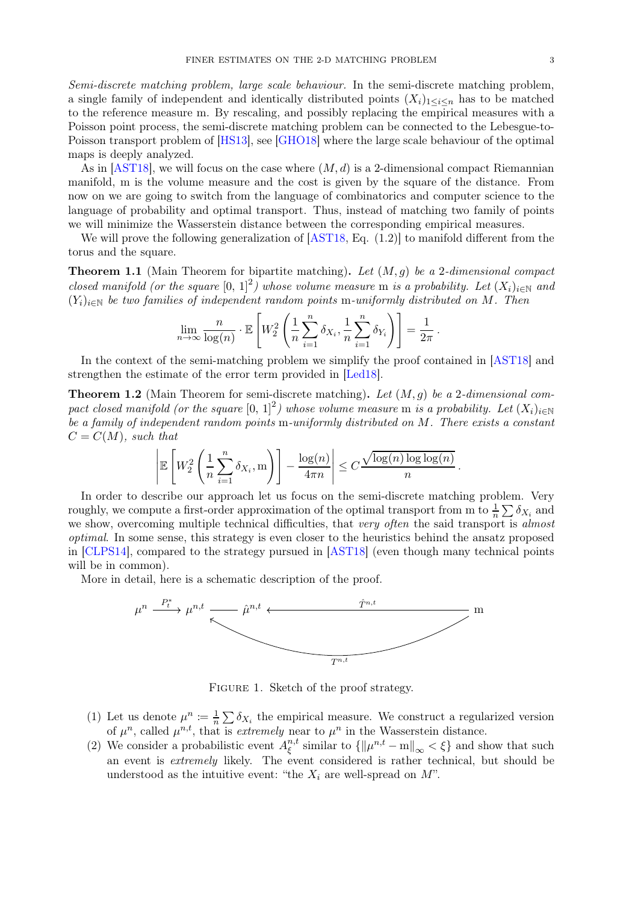*Semi-discrete matching problem, large scale behaviour.* In the semi-discrete matching problem, a single family of independent and identically distributed points $(X_i)_{1\le i\le n}$ has to be matched to the reference measure m. By rescaling, and possibly replacing the empirical measures with a Poisson point process, the semi-discrete matching problem can be connected to the Lebesgue-to-Poisson transport problem of [HS13], see [GHO18] where the large scale behaviour of the optimal maps is deeply analyzed.

As in [AST18], we will focus on the case where $(M, d)$ is a 2-dimensional compact Riemannian manifold, m is the volume measure and the cost is given by the square of the distance. From now on we are going to switch from the language of combinatorics and computer science to the language of probability and optimal transport. Thus, instead of matching two family of points we will minimize the Wasserstein distance between the corresponding empirical measures.

We will prove the following generalization of [AST18, Eq. (1.2)] to manifold different from the torus and the square.

**Theorem 1.1** (Main Theorem for bipartite matching)**.** *Let $(M, g)$ be a 2-dimensional compact closed manifold (or the square $[0,1]^2$) whose volume measure* m *is a probability. Let $(X_i)_{i\in\mathbb{N}}$ and $(Y_i)_{i\in\mathbb{N}}$ be two families of independent random points* m*-uniformly distributed on $M$. Then*

$$\lim_{n\to\infty}\frac{n}{\log(n)}\cdot\mathbb{E}\left[W_2^2\left(\frac{1}{n}\sum_{i=1}^n\delta_{X_i},\frac{1}{n}\sum_{i=1}^n\delta_{Y_i}\right)\right]=\frac{1}{2\pi}\,.$$

In the context of the semi-matching problem we simplify the proof contained in [AST18] and strengthen the estimate of the error term provided in [Led18].

**Theorem 1.2** (Main Theorem for semi-discrete matching)**.** *Let $(M, g)$ be a 2-dimensional compact closed manifold (or the square $[0,1]^2$) whose volume measure* m *is a probability. Let $(X_i)_{i\in\mathbb{N}}$ be a family of independent random points* m*-uniformly distributed on $M$. There exists a constant $C = C(M)$, such that*

$$\left|\mathbb{E}\left[W_2^2\left(\frac{1}{n}\sum_{i=1}^n\delta_{X_i},\mathrm{m}\right)\right]-\frac{\log(n)}{4\pi n}\right|\le C\frac{\sqrt{\log(n)\log\log(n)}}{n}\,.$$

In order to describe our approach let us focus on the semi-discrete matching problem. Very roughly, we compute a first-order approximation of the optimal transport from m to $\frac{1}{n}\sum\delta_{X_i}$ and we show, overcoming multiple technical difficulties, that *very often* the said transport is *almost optimal*. In some sense, this strategy is even closer to the heuristics behind the ansatz proposed in [CLPS14], compared to the strategy pursued in [AST18] (even though many technical points will be in common).

More in detail, here is a schematic description of the proof.

$\mu^n$
$P_t^*$
$\mu^{n,t}$
$\hat{\mu}^{n,t}$
$\hat{T}^{n,t}$
m
$T^{n,t}$

Figure 1. Sketch of the proof strategy.

(1) Let us denote $\mu^n := \frac{1}{n}\sum\delta_{X_i}$ the empirical measure. We construct a regularized version of $\mu^n$, called $\mu^{n,t}$, that is *extremely* near to $\mu^n$ in the Wasserstein distance.
(2) We consider a probabilistic event $A_\xi^{n,t}$ similar to $\{\|\mu^{n,t}-\mathrm{m}\|_\infty<\xi\}$ and show that such an event is *extremely* likely. The event considered is rather technical, but should be understood as the intuitive event: "the $X_i$ are well-spread on $M$".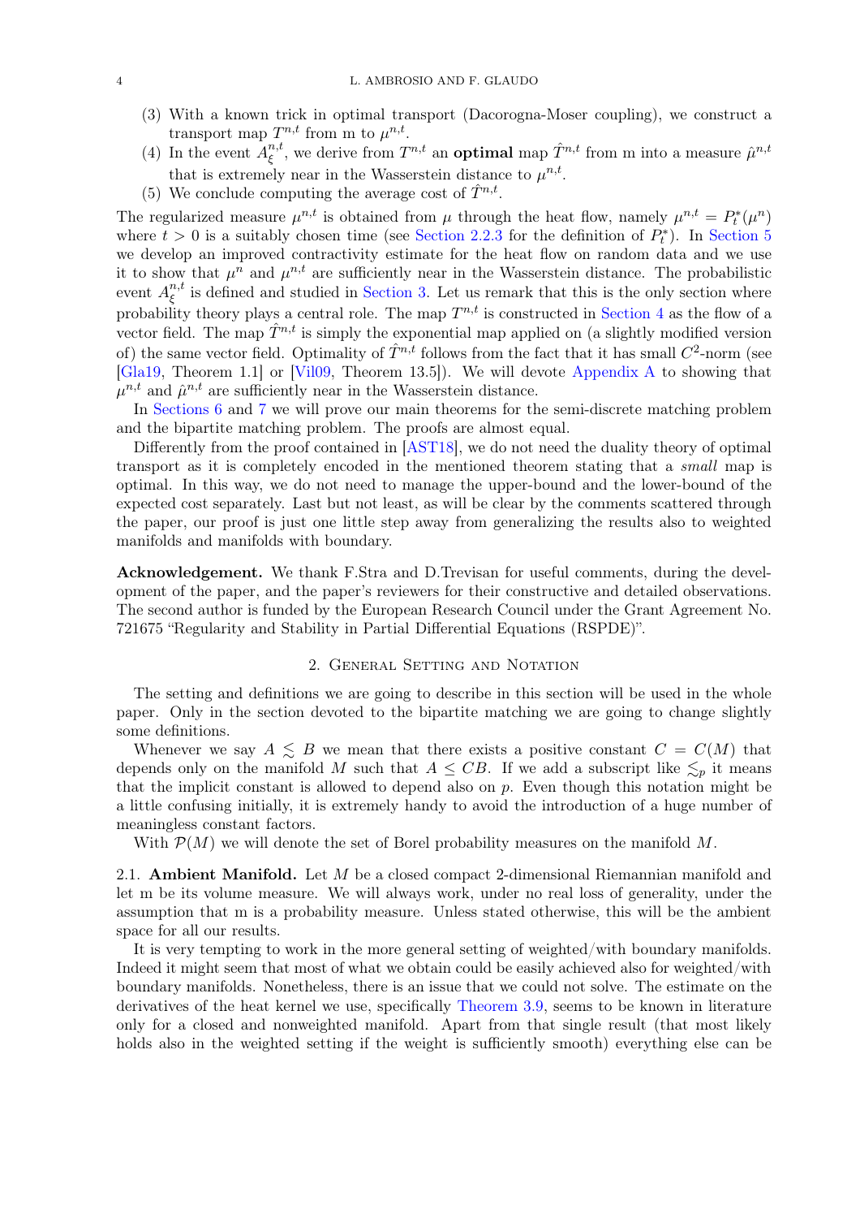(3) With a known trick in optimal transport (Dacorogna-Moser coupling), we construct a transport map $T^{n,t}$ from m to $\mu^{n,t}$.

(4) In the event $A^{n,t}_\xi$, we derive from $T^{n,t}$ an **optimal** map $\hat{T}^{n,t}$ from m into a measure $\hat{\mu}^{n,t}$ that is extremely near in the Wasserstein distance to $\mu^{n,t}$.

(5) We conclude computing the average cost of $\hat{T}^{n,t}$.

The regularized measure $\mu^{n,t}$ is obtained from $\mu$ through the heat flow, namely $\mu^{n,t} = P^*_t(\mu^n)$ where $t > 0$ is a suitably chosen time (see Section 2.2.3 for the definition of $P^*_t$). In Section 5 we develop an improved contractivity estimate for the heat flow on random data and we use it to show that $\mu^n$ and $\mu^{n,t}$ are sufficiently near in the Wasserstein distance. The probabilistic event $A^{n,t}_\xi$ is defined and studied in Section 3. Let us remark that this is the only section where probability theory plays a central role. The map $T^{n,t}$ is constructed in Section 4 as the flow of a vector field. The map $\hat{T}^{n,t}$ is simply the exponential map applied on (a slightly modified version of) the same vector field. Optimality of $\hat{T}^{n,t}$ follows from the fact that it has small $C^2$-norm (see [Gla19, Theorem 1.1] or [Vil09, Theorem 13.5]). We will devote Appendix A to showing that $\mu^{n,t}$ and $\hat{\mu}^{n,t}$ are sufficiently near in the Wasserstein distance.

In Sections 6 and 7 we will prove our main theorems for the semi-discrete matching problem and the bipartite matching problem. The proofs are almost equal.

Differently from the proof contained in [AST18], we do not need the duality theory of optimal transport as it is completely encoded in the mentioned theorem stating that a *small* map is optimal. In this way, we do not need to manage the upper-bound and the lower-bound of the expected cost separately. Last but not least, as will be clear by the comments scattered through the paper, our proof is just one little step away from generalizing the results also to weighted manifolds and manifolds with boundary.

**Acknowledgement.** We thank F.Stra and D.Trevisan for useful comments, during the development of the paper, and the paper's reviewers for their constructive and detailed observations. The second author is funded by the European Research Council under the Grant Agreement No. 721675 "Regularity and Stability in Partial Differential Equations (RSPDE)".

## 2. General Setting and Notation

The setting and definitions we are going to describe in this section will be used in the whole paper. Only in the section devoted to the bipartite matching we are going to change slightly some definitions.

Whenever we say $A \lesssim B$ we mean that there exists a positive constant $C = C(M)$ that depends only on the manifold $M$ such that $A \leq CB$. If we add a subscript like $\lesssim_p$ it means that the implicit constant is allowed to depend also on $p$. Even though this notation might be a little confusing initially, it is extremely handy to avoid the introduction of a huge number of meaningless constant factors.

With $\mathcal{P}(M)$ we will denote the set of Borel probability measures on the manifold $M$.

### 2.1. Ambient Manifold.

Let $M$ be a closed compact 2-dimensional Riemannian manifold and let m be its volume measure. We will always work, under no real loss of generality, under the assumption that m is a probability measure. Unless stated otherwise, this will be the ambient space for all our results.

It is very tempting to work in the more general setting of weighted/with boundary manifolds. Indeed it might seem that most of what we obtain could be easily achieved also for weighted/with boundary manifolds. Nonetheless, there is an issue that we could not solve. The estimate on the derivatives of the heat kernel we use, specifically Theorem 3.9, seems to be known in literature only for a closed and nonweighted manifold. Apart from that single result (that most likely holds also in the weighted setting if the weight is sufficiently smooth) everything else can be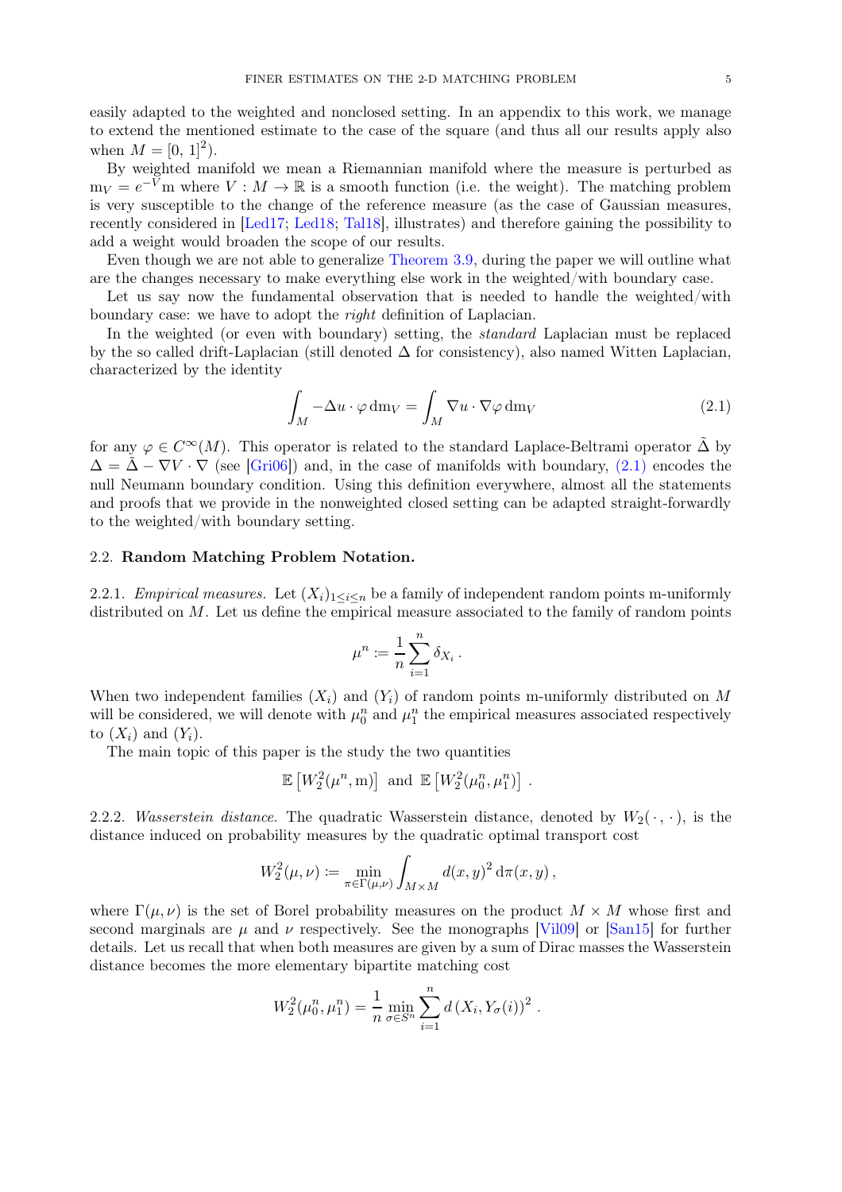easily adapted to the weighted and nonclosed setting. In an appendix to this work, we manage to extend the mentioned estimate to the case of the square (and thus all our results apply also when $M = [0,\,1]^2$).

By weighted manifold we mean a Riemannian manifold where the measure is perturbed as $\mathrm{m}_V = e^{-V}\mathrm{m}$ where $V : M \to \mathbb{R}$ is a smooth function (i.e. the weight). The matching problem is very susceptible to the change of the reference measure (as the case of Gaussian measures, recently considered in [Led17; Led18; Tal18], illustrates) and therefore gaining the possibility to add a weight would broaden the scope of our results.

Even though we are not able to generalize Theorem 3.9, during the paper we will outline what are the changes necessary to make everything else work in the weighted/with boundary case.

Let us say now the fundamental observation that is needed to handle the weighted/with boundary case: we have to adopt the *right* definition of Laplacian.

In the weighted (or even with boundary) setting, the *standard* Laplacian must be replaced by the so called drift-Laplacian (still denoted $\Delta$ for consistency), also named Witten Laplacian, characterized by the identity

$$\int_M -\Delta u \cdot \varphi \,\mathrm{dm}_V = \int_M \nabla u \cdot \nabla \varphi \,\mathrm{dm}_V \tag{2.1}$$

for any $\varphi \in C^\infty(M)$. This operator is related to the standard Laplace-Beltrami operator $\tilde{\Delta}$ by $\Delta = \tilde{\Delta} - \nabla V \cdot \nabla$ (see [Gri06]) and, in the case of manifolds with boundary, (2.1) encodes the null Neumann boundary condition. Using this definition everywhere, almost all the statements and proofs that we provide in the nonweighted closed setting can be adapted straight-forwardly to the weighted/with boundary setting.

## 2.2. Random Matching Problem Notation.

2.2.1. *Empirical measures.* Let $(X_i)_{1\le i\le n}$ be a family of independent random points m-uniformly distributed on $M$. Let us define the empirical measure associated to the family of random points

$$\mu^n \coloneqq \frac{1}{n}\sum_{i=1}^n \delta_{X_i}\,.$$

When two independent families $(X_i)$ and $(Y_i)$ of random points m-uniformly distributed on $M$ will be considered, we will denote with $\mu_0^n$ and $\mu_1^n$ the empirical measures associated respectively to $(X_i)$ and $(Y_i)$.

The main topic of this paper is the study the two quantities

$$\mathbb{E}\left[W_2^2(\mu^n, \mathrm{m})\right] \text{ and } \mathbb{E}\left[W_2^2(\mu_0^n, \mu_1^n)\right]\,.$$

2.2.2. *Wasserstein distance.* The quadratic Wasserstein distance, denoted by $W_2(\,\cdot\,,\,\cdot\,)$, is the distance induced on probability measures by the quadratic optimal transport cost

$$W_2^2(\mu,\nu) \coloneqq \min_{\pi\in\Gamma(\mu,\nu)} \int_{M\times M} d(x,y)^2 \,\mathrm{d}\pi(x,y)\,,$$

where $\Gamma(\mu,\nu)$ is the set of Borel probability measures on the product $M \times M$ whose first and second marginals are $\mu$ and $\nu$ respectively. See the monographs [Vil09] or [San15] for further details. Let us recall that when both measures are given by a sum of Dirac masses the Wasserstein distance becomes the more elementary bipartite matching cost

$$W_2^2(\mu_0^n, \mu_1^n) = \frac{1}{n}\min_{\sigma\in S^n} \sum_{i=1}^n d\left(X_i, Y_\sigma(i)\right)^2\,.$$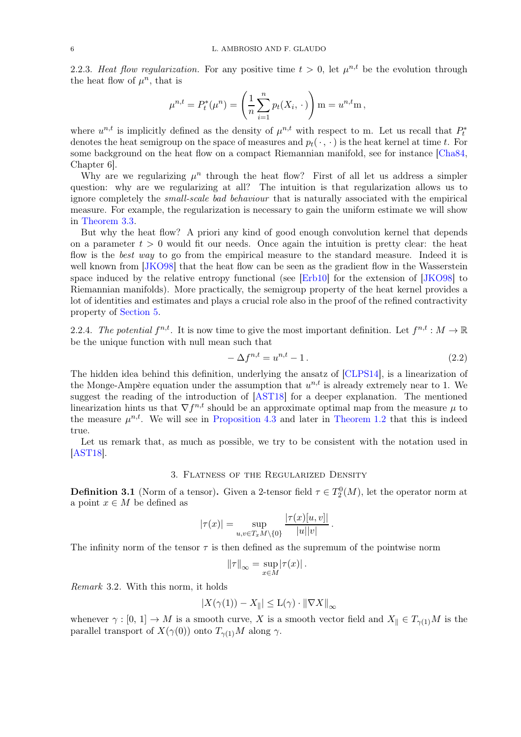2.2.3. *Heat flow regularization.* For any positive time $t > 0$, let $\mu^{n,t}$ be the evolution through the heat flow of $\mu^n$, that is

$$\mu^{n,t} = P_t^*(\mu^n) = \left(\frac{1}{n}\sum_{i=1}^n p_t(X_i, \cdot\,)\right) \mathrm{m} = u^{n,t}\mathrm{m}\,,$$

where $u^{n,t}$ is implicitly defined as the density of $\mu^{n,t}$ with respect to m. Let us recall that $P_t^*$ denotes the heat semigroup on the space of measures and $p_t(\,\cdot\,,\,\cdot\,)$ is the heat kernel at time $t$. For some background on the heat flow on a compact Riemannian manifold, see for instance [Cha84, Chapter 6].

Why are we regularizing $\mu^n$ through the heat flow? First of all let us address a simpler question: why are we regularizing at all? The intuition is that regularization allows us to ignore completely the *small-scale bad behaviour* that is naturally associated with the empirical measure. For example, the regularization is necessary to gain the uniform estimate we will show in Theorem 3.3.

But why the heat flow? A priori any kind of good enough convolution kernel that depends on a parameter $t > 0$ would fit our needs. Once again the intuition is pretty clear: the heat flow is the *best way* to go from the empirical measure to the standard measure. Indeed it is well known from [JKO98] that the heat flow can be seen as the gradient flow in the Wasserstein space induced by the relative entropy functional (see [Erb10] for the extension of [JKO98] to Riemannian manifolds). More practically, the semigroup property of the heat kernel provides a lot of identities and estimates and plays a crucial role also in the proof of the refined contractivity property of Section 5.

2.2.4. *The potential $f^{n,t}$.* It is now time to give the most important definition. Let $f^{n,t} : M \to \mathbb{R}$ be the unique function with null mean such that

$$-\Delta f^{n,t} = u^{n,t} - 1\,. \tag{2.2}$$

The hidden idea behind this definition, underlying the ansatz of [CLPS14], is a linearization of the Monge-Ampère equation under the assumption that $u^{n,t}$ is already extremely near to 1. We suggest the reading of the introduction of [AST18] for a deeper explanation. The mentioned linearization hints us that $\nabla f^{n,t}$ should be an approximate optimal map from the measure $\mu$ to the measure $\mu^{n,t}$. We will see in Proposition 4.3 and later in Theorem 1.2 that this is indeed true.

Let us remark that, as much as possible, we try to be consistent with the notation used in [AST18].

## 3. Flatness of the Regularized Density

**Definition 3.1** (Norm of a tensor)**.** Given a 2-tensor field $\tau \in T_2^0(M)$, let the operator norm at a point $x \in M$ be defined as

$$|\tau(x)| = \sup_{u,v\in T_xM\setminus\{0\}} \frac{|\tau(x)[u,v]|}{|u||v|}\,.$$

The infinity norm of the tensor $\tau$ is then defined as the supremum of the pointwise norm

$$\|\tau\|_\infty = \sup_{x\in M} |\tau(x)|\,.$$

*Remark* 3.2. With this norm, it holds

$$|X(\gamma(1)) - X_\parallel| \le \mathrm{L}(\gamma)\cdot \|\nabla X\|_\infty$$

whenever $\gamma : [0,1] \to M$ is a smooth curve, $X$ is a smooth vector field and $X_\parallel \in T_{\gamma(1)}M$ is the parallel transport of $X(\gamma(0))$ onto $T_{\gamma(1)}M$ along $\gamma$.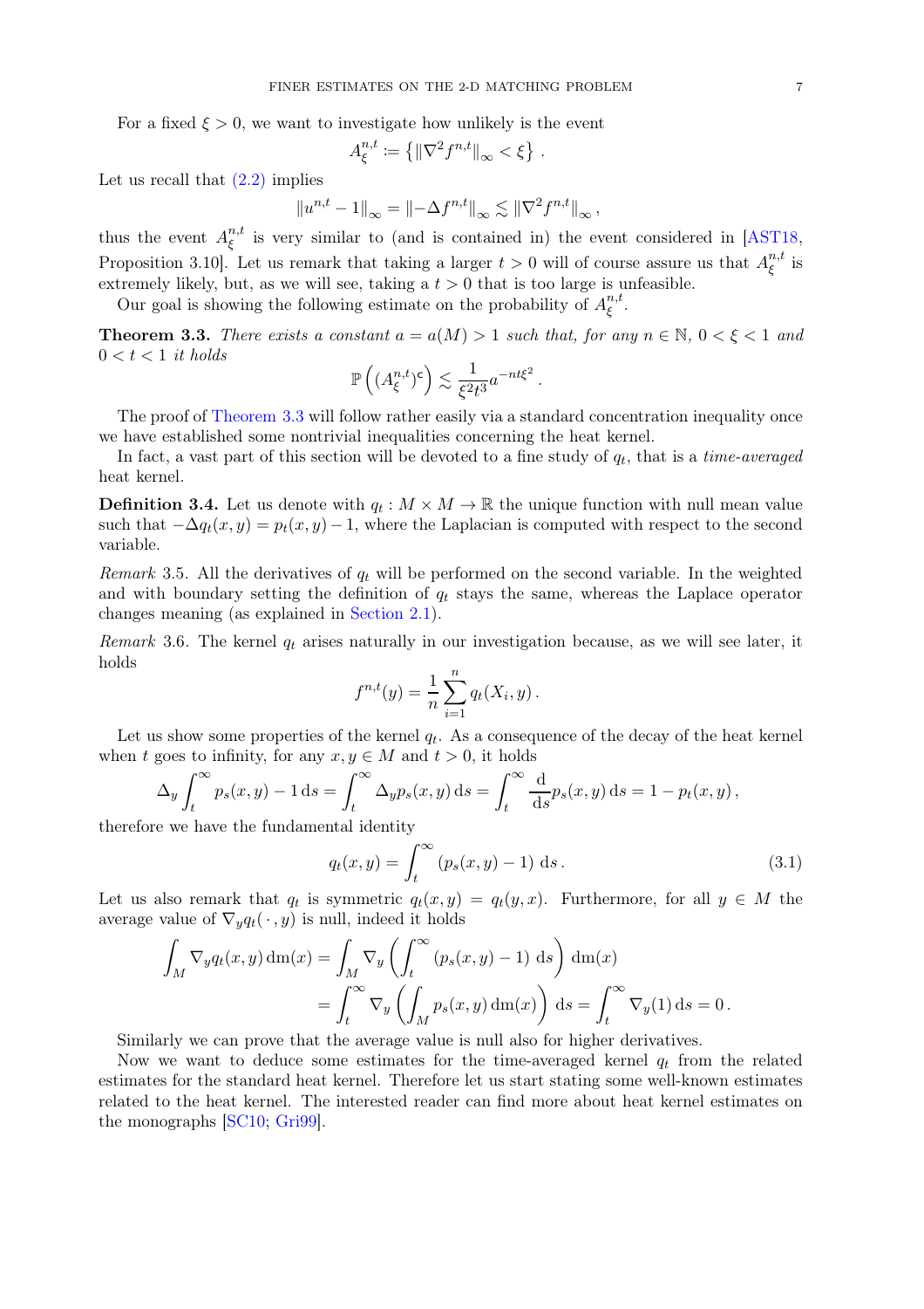For a fixed $\xi > 0$, we want to investigate how unlikely is the event

$$A_\xi^{n,t} \coloneqq \left\{ \|\nabla^2 f^{n,t}\|_\infty < \xi \right\} .$$

Let us recall that (2.2) implies

$$\|u^{n,t} - 1\|_\infty = \|-\Delta f^{n,t}\|_\infty \lesssim \|\nabla^2 f^{n,t}\|_\infty ,$$

thus the event $A_\xi^{n,t}$ is very similar to (and is contained in) the event considered in [AST18, Proposition 3.10]. Let us remark that taking a larger $t > 0$ will of course assure us that $A_\xi^{n,t}$ is extremely likely, but, as we will see, taking a $t > 0$ that is too large is unfeasible.

Our goal is showing the following estimate on the probability of $A_\xi^{n,t}$.

**Theorem 3.3.** *There exists a constant $a = a(M) > 1$ such that, for any $n \in \mathbb{N}$, $0 < \xi < 1$ and $0 < t < 1$ it holds*

$$\mathbb{P}\left( (A_\xi^{n,t})^{\mathsf{c}} \right) \lesssim \frac{1}{\xi^2 t^3} a^{-nt\xi^2} .$$

The proof of Theorem 3.3 will follow rather easily via a standard concentration inequality once we have established some nontrivial inequalities concerning the heat kernel.

In fact, a vast part of this section will be devoted to a fine study of $q_t$, that is a *time-averaged* heat kernel.

**Definition 3.4.** Let us denote with $q_t : M \times M \to \mathbb{R}$ the unique function with null mean value such that $-\Delta q_t(x, y) = p_t(x, y) - 1$, where the Laplacian is computed with respect to the second variable.

*Remark* 3.5. All the derivatives of $q_t$ will be performed on the second variable. In the weighted and with boundary setting the definition of $q_t$ stays the same, whereas the Laplace operator changes meaning (as explained in Section 2.1).

*Remark* 3.6. The kernel $q_t$ arises naturally in our investigation because, as we will see later, it holds

$$f^{n,t}(y) = \frac{1}{n} \sum_{i=1}^{n} q_t(X_i, y) .$$

Let us show some properties of the kernel $q_t$. As a consequence of the decay of the heat kernel when $t$ goes to infinity, for any $x, y \in M$ and $t > 0$, it holds

$$\Delta_y \int_t^\infty p_s(x, y) - 1 \, \mathrm{d}s = \int_t^\infty \Delta_y p_s(x, y) \, \mathrm{d}s = \int_t^\infty \frac{\mathrm{d}}{\mathrm{d}s} p_s(x, y) \, \mathrm{d}s = 1 - p_t(x, y) ,$$

therefore we have the fundamental identity

$$q_t(x, y) = \int_t^\infty \left( p_s(x, y) - 1 \right) \, \mathrm{d}s . \tag{3.1}$$

Let us also remark that $q_t$ is symmetric $q_t(x, y) = q_t(y, x)$. Furthermore, for all $y \in M$ the average value of $\nabla_y q_t(\,\cdot\,, y)$ is null, indeed it holds

$$\begin{aligned}
\int_M \nabla_y q_t(x, y) \, \mathrm{d}m(x) &= \int_M \nabla_y \left( \int_t^\infty \left( p_s(x, y) - 1 \right) \, \mathrm{d}s \right) \mathrm{d}m(x) \\
&= \int_t^\infty \nabla_y \left( \int_M p_s(x, y) \, \mathrm{d}m(x) \right) \, \mathrm{d}s = \int_t^\infty \nabla_y (1) \, \mathrm{d}s = 0 .
\end{aligned}$$

Similarly we can prove that the average value is null also for higher derivatives.

Now we want to deduce some estimates for the time-averaged kernel $q_t$ from the related estimates for the standard heat kernel. Therefore let us start stating some well-known estimates related to the heat kernel. The interested reader can find more about heat kernel estimates on the monographs [SC10; Gri99].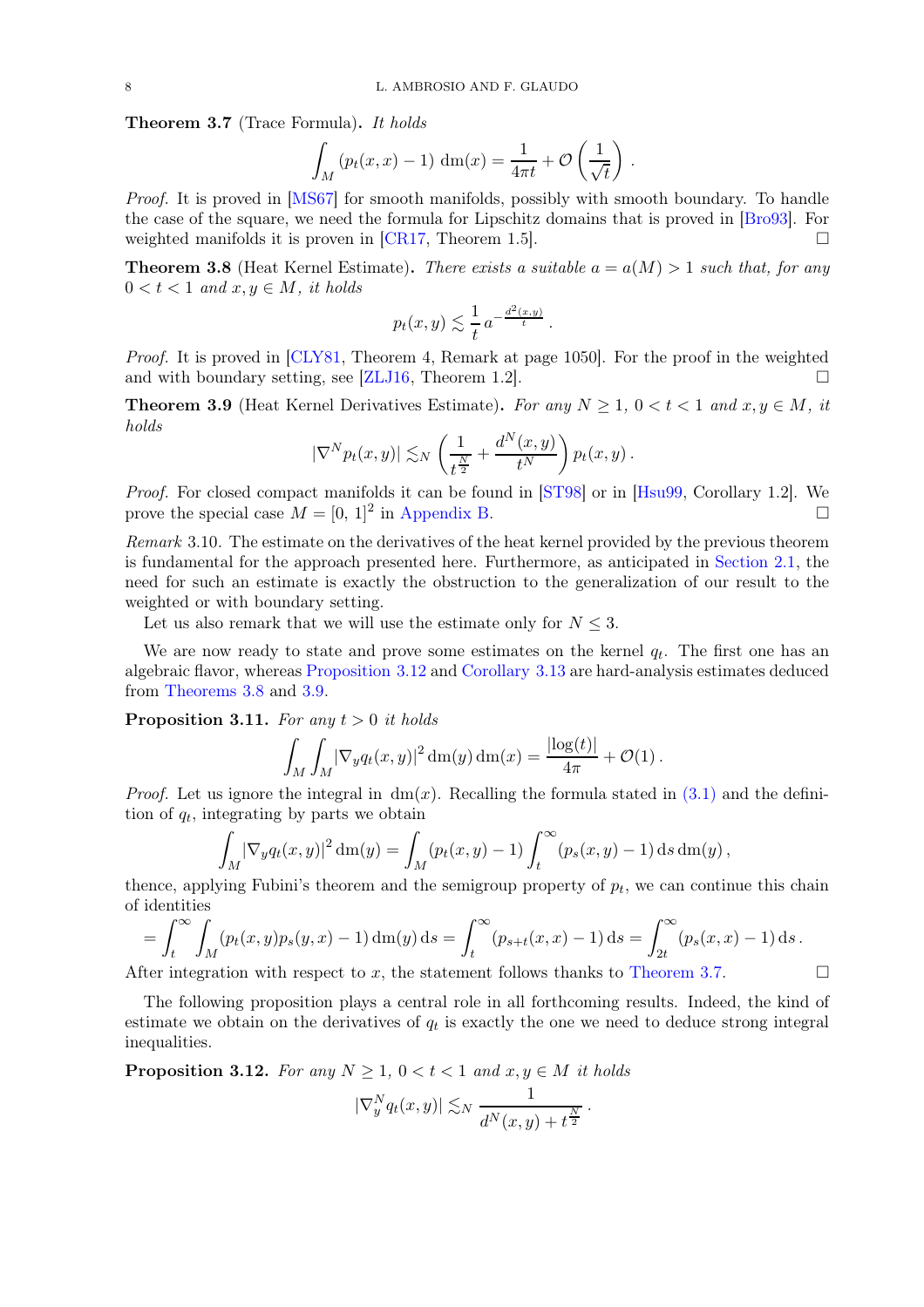**Theorem 3.7** (Trace Formula)**.** *It holds*

$$\int_M (p_t(x,x) - 1) \,\mathrm{dm}(x) = \frac{1}{4\pi t} + \mathcal{O}\left(\frac{1}{\sqrt{t}}\right) .$$

*Proof.* It is proved in [MS67] for smooth manifolds, possibly with smooth boundary. To handle the case of the square, we need the formula for Lipschitz domains that is proved in [Bro93]. For weighted manifolds it is proven in [CR17, Theorem 1.5]. □

**Theorem 3.8** (Heat Kernel Estimate)**.** *There exists a suitable $a = a(M) > 1$ such that, for any $0 < t < 1$ and $x, y \in M$, it holds*

$$p_t(x,y) \lesssim \frac{1}{t} a^{-\frac{d^2(x,y)}{t}} .$$

*Proof.* It is proved in [CLY81, Theorem 4, Remark at page 1050]. For the proof in the weighted and with boundary setting, see [ZLJ16, Theorem 1.2]. □

**Theorem 3.9** (Heat Kernel Derivatives Estimate)**.** *For any $N \geq 1$, $0 < t < 1$ and $x, y \in M$, it holds*

$$|\nabla^N p_t(x,y)| \lesssim_N \left(\frac{1}{t^{\frac{N}{2}}} + \frac{d^N(x,y)}{t^N}\right) p_t(x,y) .$$

*Proof.* For closed compact manifolds it can be found in [ST98] or in [Hsu99, Corollary 1.2]. We prove the special case $M = [0,1]^2$ in Appendix B. □

*Remark* 3.10. The estimate on the derivatives of the heat kernel provided by the previous theorem is fundamental for the approach presented here. Furthermore, as anticipated in Section 2.1, the need for such an estimate is exactly the obstruction to the generalization of our result to the weighted or with boundary setting.

Let us also remark that we will use the estimate only for $N \leq 3$.

We are now ready to state and prove some estimates on the kernel $q_t$. The first one has an algebraic flavor, whereas Proposition 3.12 and Corollary 3.13 are hard-analysis estimates deduced from Theorems 3.8 and 3.9.

**Proposition 3.11.** *For any $t > 0$ it holds*

$$\int_M \int_M |\nabla_y q_t(x,y)|^2 \,\mathrm{dm}(y) \,\mathrm{dm}(x) = \frac{|\log(t)|}{4\pi} + \mathcal{O}(1) .$$

*Proof.* Let us ignore the integral in $\mathrm{dm}(x)$. Recalling the formula stated in (3.1) and the definition of $q_t$, integrating by parts we obtain

$$\int_M |\nabla_y q_t(x,y)|^2 \,\mathrm{dm}(y) = \int_M (p_t(x,y) - 1) \int_t^\infty (p_s(x,y) - 1) \,\mathrm{d}s \,\mathrm{dm}(y) ,$$

thence, applying Fubini's theorem and the semigroup property of $p_t$, we can continue this chain of identities

$$= \int_t^\infty \int_M (p_t(x,y)p_s(y,x) - 1) \,\mathrm{dm}(y) \,\mathrm{d}s = \int_t^\infty (p_{s+t}(x,x) - 1) \,\mathrm{d}s = \int_{2t}^\infty (p_s(x,x) - 1) \,\mathrm{d}s .$$

After integration with respect to $x$, the statement follows thanks to Theorem 3.7. □

The following proposition plays a central role in all forthcoming results. Indeed, the kind of estimate we obtain on the derivatives of $q_t$ is exactly the one we need to deduce strong integral inequalities.

**Proposition 3.12.** *For any $N \geq 1$, $0 < t < 1$ and $x, y \in M$ it holds*

$$|\nabla_y^N q_t(x,y)| \lesssim_N \frac{1}{d^N(x,y) + t^{\frac{N}{2}}} .$$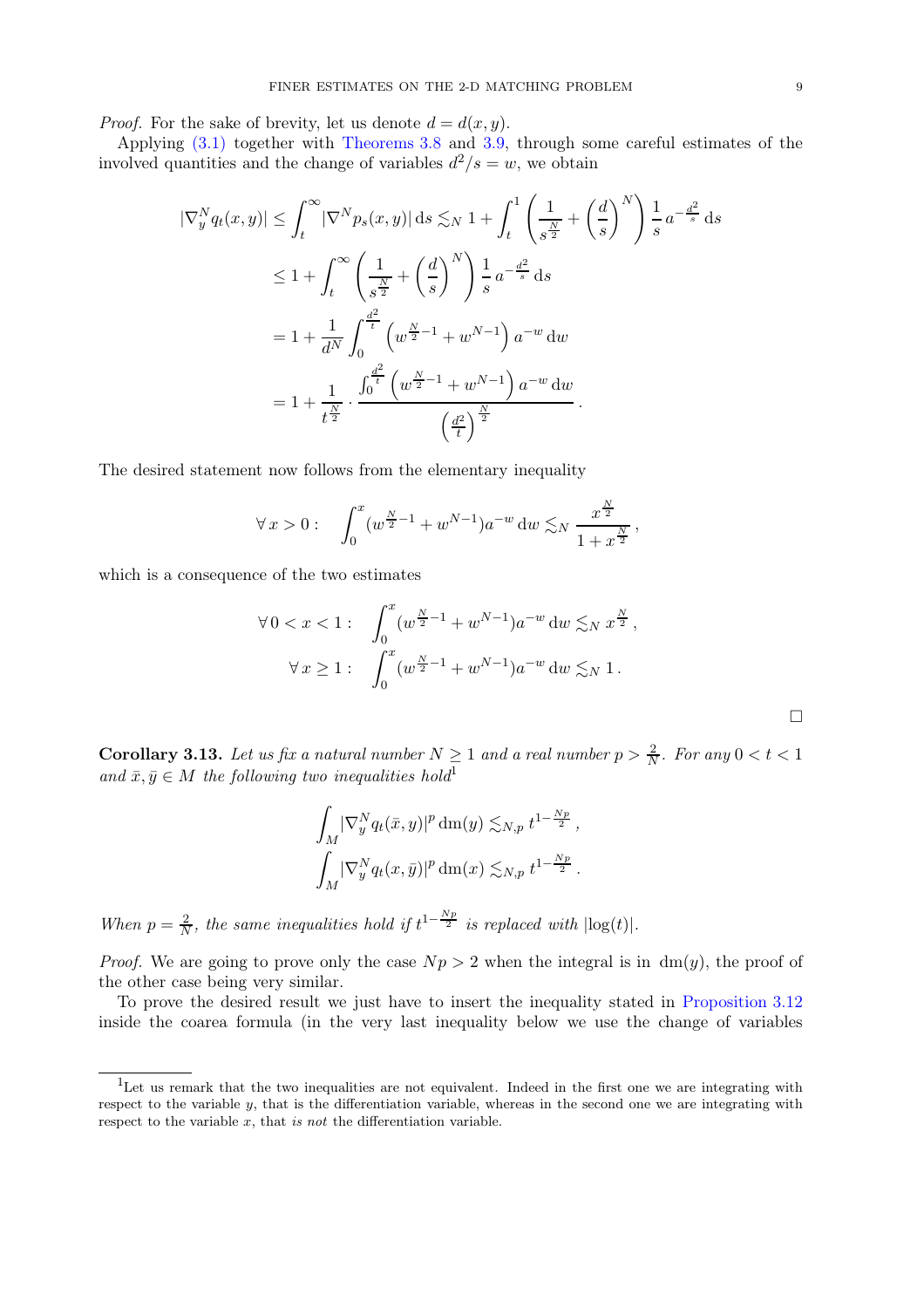*Proof.* For the sake of brevity, let us denote $d = d(x,y)$.

Applying (3.1) together with Theorems 3.8 and 3.9, through some careful estimates of the involved quantities and the change of variables $d^2/s = w$, we obtain

$$
\begin{aligned}
|\nabla_y^N q_t(x,y)| &\le \int_t^\infty |\nabla^N p_s(x,y)|\,\mathrm{d}s \lesssim_N 1 + \int_t^1 \left(\frac{1}{s^{\frac{N}{2}}} + \left(\frac{d}{s}\right)^N\right)\frac{1}{s}\,a^{-\frac{d^2}{s}}\,\mathrm{d}s \\
&\le 1 + \int_t^\infty \left(\frac{1}{s^{\frac{N}{2}}} + \left(\frac{d}{s}\right)^N\right)\frac{1}{s}\,a^{-\frac{d^2}{s}}\,\mathrm{d}s \\
&= 1 + \frac{1}{d^N}\int_0^{\frac{d^2}{t}} \left(w^{\frac{N}{2}-1} + w^{N-1}\right) a^{-w}\,\mathrm{d}w \\
&= 1 + \frac{1}{t^{\frac{N}{2}}}\cdot \frac{\int_0^{\frac{d^2}{t}} \left(w^{\frac{N}{2}-1} + w^{N-1}\right) a^{-w}\,\mathrm{d}w}{\left(\frac{d^2}{t}\right)^{\frac{N}{2}}}\,.
\end{aligned}
$$

The desired statement now follows from the elementary inequality

$$
\forall\, x>0: \quad \int_0^x (w^{\frac{N}{2}-1} + w^{N-1})a^{-w}\,\mathrm{d}w \lesssim_N \frac{x^{\frac{N}{2}}}{1+x^{\frac{N}{2}}}\,,
$$

which is a consequence of the two estimates

$$
\begin{aligned}
\forall\, 0<x<1: &\quad \int_0^x (w^{\frac{N}{2}-1} + w^{N-1})a^{-w}\,\mathrm{d}w \lesssim_N x^{\frac{N}{2}}\,,\\
\forall\, x\ge 1: &\quad \int_0^x (w^{\frac{N}{2}-1} + w^{N-1})a^{-w}\,\mathrm{d}w \lesssim_N 1\,.
\end{aligned}
$$

□

**Corollary 3.13.** *Let us fix a natural number $N \ge 1$ and a real number $p > \frac{2}{N}$. For any $0<t<1$ and $\bar{x},\bar{y}\in M$ the following two inequalities hold*[1]

$$
\begin{aligned}
\int_M |\nabla_y^N q_t(\bar{x},y)|^p\,\mathrm{dm}(y) &\lesssim_{N,p} t^{1-\frac{Np}{2}}\,,\\
\int_M |\nabla_y^N q_t(x,\bar{y})|^p\,\mathrm{dm}(x) &\lesssim_{N,p} t^{1-\frac{Np}{2}}\,.
\end{aligned}
$$

*When $p = \frac{2}{N}$, the same inequalities hold if $t^{1-\frac{Np}{2}}$ is replaced with $|\log(t)|$.*

*Proof.* We are going to prove only the case $Np > 2$ when the integral is in $\mathrm{dm}(y)$, the proof of the other case being very similar.

To prove the desired result we just have to insert the inequality stated in Proposition 3.12 inside the coarea formula (in the very last inequality below we use the change of variables

[1] Let us remark that the two inequalities are not equivalent. Indeed in the first one we are integrating with respect to the variable $y$, that is the differentiation variable, whereas in the second one we are integrating with respect to the variable $x$, that *is not* the differentiation variable.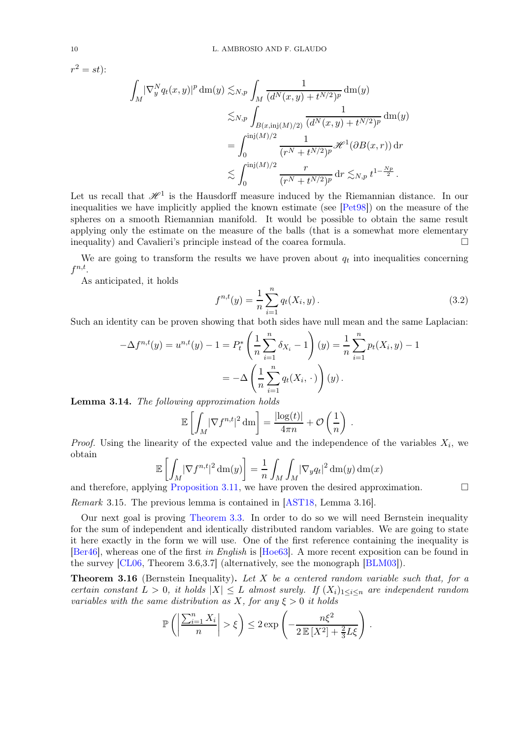$r^2 = st$):

$$
\begin{aligned}
\int_M |\nabla_y^N q_t(x,y)|^p \,\mathrm{dm}(y) &\lesssim_{N,p} \int_M \frac{1}{(d^N(x,y)+t^{N/2})^p}\,\mathrm{dm}(y) \\
&\lesssim_{N,p} \int_{B(x,\mathrm{inj}(M)/2)} \frac{1}{(d^N(x,y)+t^{N/2})^p}\,\mathrm{dm}(y) \\
&= \int_0^{\mathrm{inj}(M)/2} \frac{1}{(r^N+t^{N/2})^p}\mathscr{H}^1(\partial B(x,r))\,\mathrm{d}r \\
&\lesssim \int_0^{\mathrm{inj}(M)/2} \frac{r}{(r^N+t^{N/2})^p}\,\mathrm{d}r \lesssim_{N,p} t^{1-\frac{Np}{2}}\,.
\end{aligned}
$$

Let us recall that $\mathscr{H}^1$ is the Hausdorff measure induced by the Riemannian distance. In our inequalities we have implicitly applied the known estimate (see [Pet98]) on the measure of the spheres on a smooth Riemannian manifold. It would be possible to obtain the same result applying only the estimate on the measure of the balls (that is a somewhat more elementary inequality) and Cavalieri's principle instead of the coarea formula. □

We are going to transform the results we have proven about $q_t$ into inequalities concerning $f^{n,t}$.

As anticipated, it holds

$$
f^{n,t}(y) = \frac{1}{n}\sum_{i=1}^n q_t(X_i,y)\,. \tag{3.2}
$$

Such an identity can be proven showing that both sides have null mean and the same Laplacian:

$$
\begin{aligned}
-\Delta f^{n,t}(y) = u^{n,t}(y) - 1 = P_t^*\left(\frac{1}{n}\sum_{i=1}^n \delta_{X_i} - 1\right)(y) = \frac{1}{n}\sum_{i=1}^n p_t(X_i,y) - 1 \\
= -\Delta\left(\frac{1}{n}\sum_{i=1}^n q_t(X_i,\,\cdot\,)\right)(y)\,.
\end{aligned}
$$

**Lemma 3.14.** *The following approximation holds*

$$
\mathbb{E}\left[\int_M |\nabla f^{n,t}|^2\,\mathrm{dm}\right] = \frac{|\log(t)|}{4\pi n} + \mathcal{O}\left(\frac{1}{n}\right)\,.
$$

*Proof.* Using the linearity of the expected value and the independence of the variables $X_i$, we obtain

$$
\mathbb{E}\left[\int_M |\nabla f^{n,t}|^2\,\mathrm{dm}(y)\right] = \frac{1}{n}\int_M\int_M |\nabla_y q_t|^2\,\mathrm{dm}(y)\,\mathrm{dm}(x)
$$

and therefore, applying Proposition 3.11, we have proven the desired approximation. □

*Remark* 3.15. The previous lemma is contained in [AST18, Lemma 3.16].

Our next goal is proving Theorem 3.3. In order to do so we will need Bernstein inequality for the sum of independent and identically distributed random variables. We are going to state it here exactly in the form we will use. One of the first reference containing the inequality is [Ber46], whereas one of the first *in English* is [Hoe63]. A more recent exposition can be found in the survey [CL06, Theorem 3.6,3.7] (alternatively, see the monograph [BLM03]).

**Theorem 3.16** (Bernstein Inequality)**.** *Let $X$ be a centered random variable such that, for a certain constant $L>0$, it holds $|X|\le L$ almost surely. If $(X_i)_{1\le i\le n}$ are independent random variables with the same distribution as $X$, for any $\xi>0$ it holds*

$$
\mathbb{P}\left(\left|\frac{\sum_{i=1}^n X_i}{n}\right| > \xi\right) \le 2\exp\left(-\frac{n\xi^2}{2\,\mathbb{E}\left[X^2\right]+\frac{2}{3}L\xi}\right)\,.
$$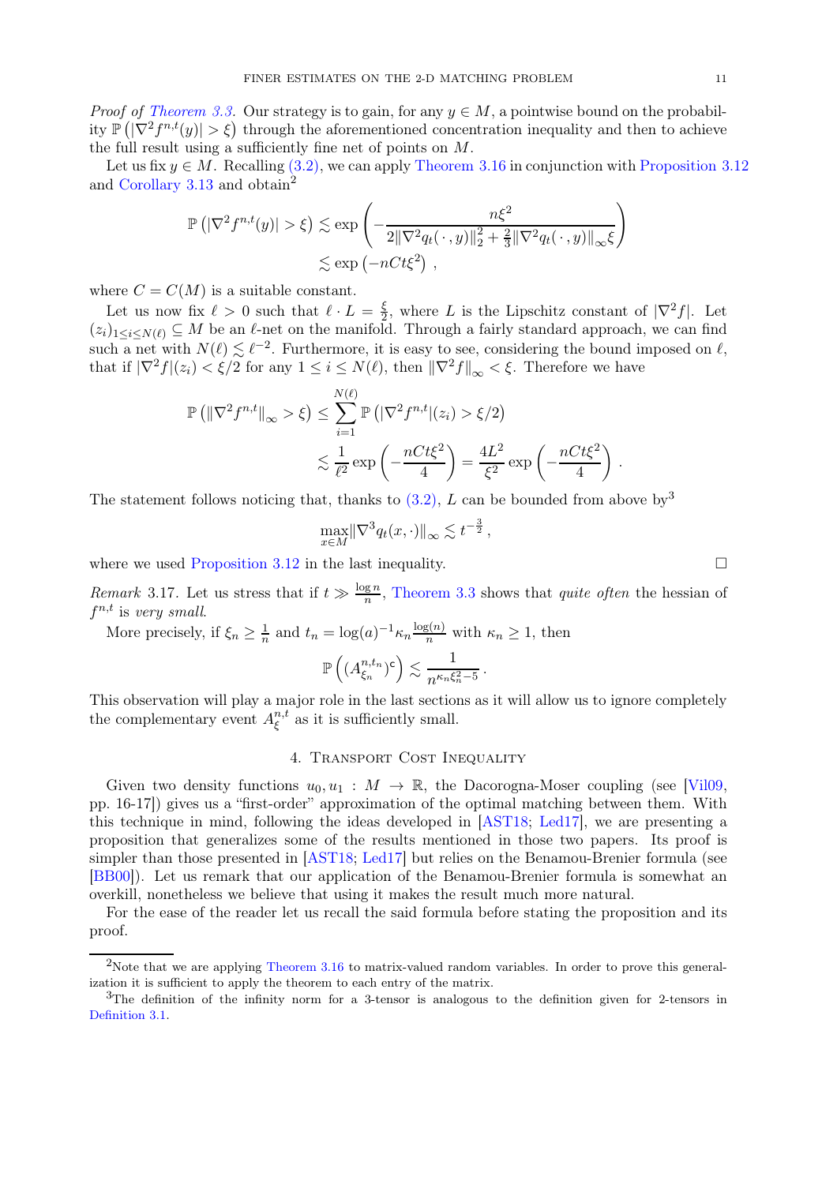*Proof of Theorem 3.3.* Our strategy is to gain, for any $y \in M$, a pointwise bound on the probability $\mathbb{P}\left(|\nabla^2 f^{n,t}(y)| > \xi\right)$ through the aforementioned concentration inequality and then to achieve the full result using a sufficiently fine net of points on $M$.

Let us fix $y \in M$. Recalling (3.2), we can apply Theorem 3.16 in conjunction with Proposition 3.12 and Corollary 3.13 and obtain[2]

$$\begin{aligned}
\mathbb{P}\left(|\nabla^2 f^{n,t}(y)| > \xi\right) &\lesssim \exp\left(-\frac{n\xi^2}{2\|\nabla^2 q_t(\,\cdot\,,y)\|_2^2 + \frac{2}{3}\|\nabla^2 q_t(\,\cdot\,,y)\|_\infty \xi}\right) \\
&\lesssim \exp\left(-nCt\xi^2\right)\,,
\end{aligned}$$

where $C = C(M)$ is a suitable constant.

Let us now fix $\ell > 0$ such that $\ell \cdot L = \frac{\xi}{2}$, where $L$ is the Lipschitz constant of $|\nabla^2 f|$. Let $(z_i)_{1\le i\le N(\ell)} \subseteq M$ be an $\ell$-net on the manifold. Through a fairly standard approach, we can find such a net with $N(\ell) \lesssim \ell^{-2}$. Furthermore, it is easy to see, considering the bound imposed on $\ell$, that if $|\nabla^2 f|(z_i) < \xi/2$ for any $1 \le i \le N(\ell)$, then $\|\nabla^2 f\|_\infty < \xi$. Therefore we have

$$\begin{aligned}
\mathbb{P}\left(\|\nabla^2 f^{n,t}\|_\infty > \xi\right) &\le \sum_{i=1}^{N(\ell)} \mathbb{P}\left(|\nabla^2 f^{n,t}|(z_i) > \xi/2\right) \\
&\lesssim \frac{1}{\ell^2}\exp\left(-\frac{nCt\xi^2}{4}\right) = \frac{4L^2}{\xi^2}\exp\left(-\frac{nCt\xi^2}{4}\right)\,.
\end{aligned}$$

The statement follows noticing that, thanks to (3.2), $L$ can be bounded from above by[3]

$$\max_{x\in M}\|\nabla^3 q_t(x,\cdot)\|_\infty \lesssim t^{-\frac{3}{2}}\,,$$

where we used Proposition 3.12 in the last inequality. □

*Remark* 3.17. Let us stress that if $t \gg \frac{\log n}{n}$, Theorem 3.3 shows that *quite often* the hessian of $f^{n,t}$ is *very small*.

More precisely, if $\xi_n \ge \frac{1}{n}$ and $t_n = \log(a)^{-1}\kappa_n\frac{\log(n)}{n}$ with $\kappa_n \ge 1$, then

$$\mathbb{P}\left((A^{n,t_n}_{\xi_n})^{\mathsf{c}}\right) \lesssim \frac{1}{n^{\kappa_n\xi_n^2-5}}\,.$$

This observation will play a major role in the last sections as it will allow us to ignore completely the complementary event $A^{n,t}_{\xi}$ as it is sufficiently small.

## 4. Transport Cost Inequality

Given two density functions $u_0, u_1 : M \to \mathbb{R}$, the Dacorogna-Moser coupling (see [Vil09, pp. 16-17]) gives us a "first-order" approximation of the optimal matching between them. With this technique in mind, following the ideas developed in [AST18; Led17], we are presenting a proposition that generalizes some of the results mentioned in those two papers. Its proof is simpler than those presented in [AST18; Led17] but relies on the Benamou-Brenier formula (see [BB00]). Let us remark that our application of the Benamou-Brenier formula is somewhat an overkill, nonetheless we believe that using it makes the result much more natural.

For the ease of the reader let us recall the said formula before stating the proposition and its proof.

---

[2] Note that we are applying Theorem 3.16 to matrix-valued random variables. In order to prove this generalization it is sufficient to apply the theorem to each entry of the matrix.

[3] The definition of the infinity norm for a 3-tensor is analogous to the definition given for 2-tensors in Definition 3.1.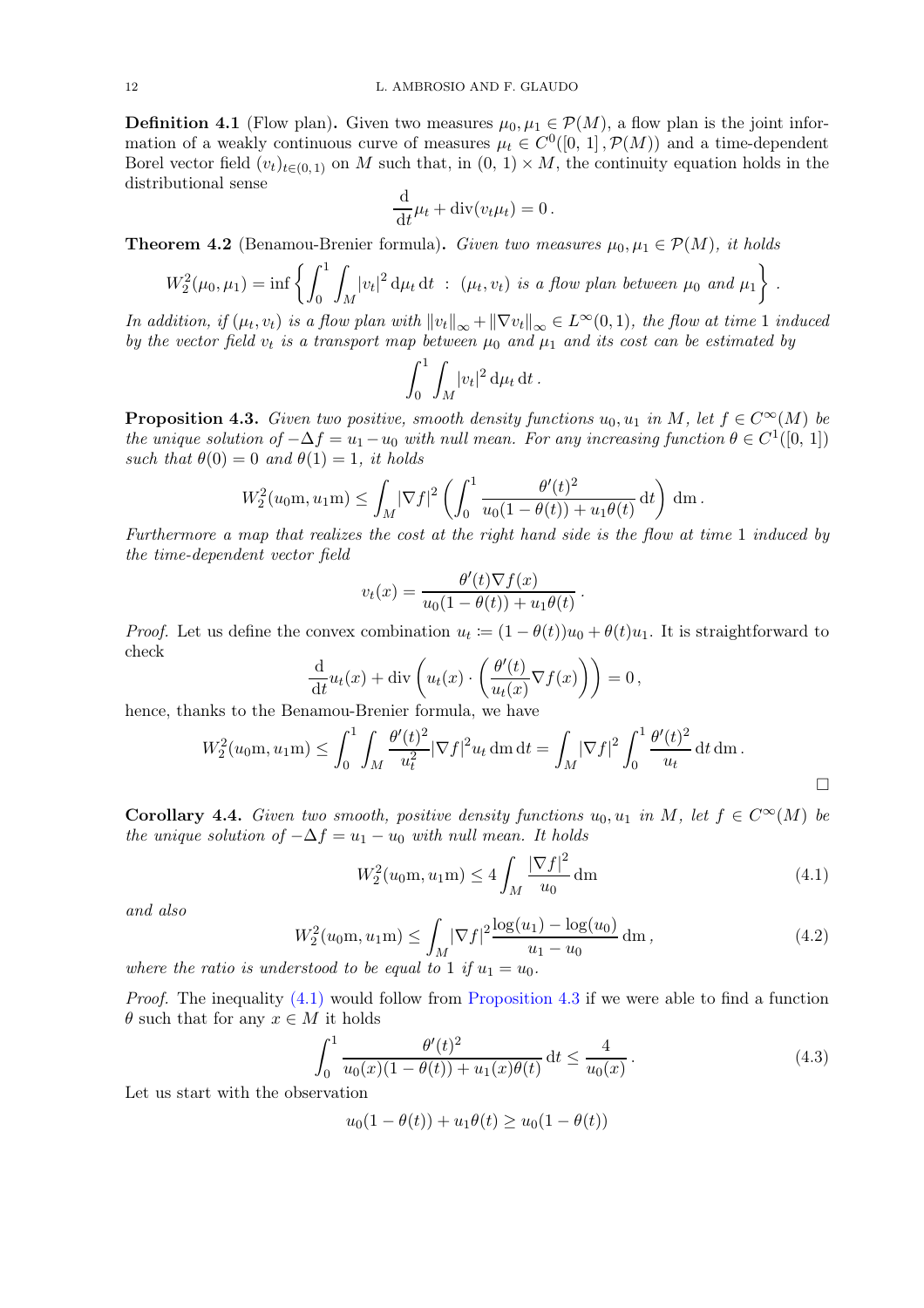**Definition 4.1** (Flow plan)**.** Given two measures $\mu_0, \mu_1 \in \mathcal{P}(M)$, a flow plan is the joint information of a weakly continuous curve of measures $\mu_t \in C^0([0,\,1]\,, \mathcal{P}(M))$ and a time-dependent Borel vector field $(v_t)_{t\in(0,1)}$ on $M$ such that, in $(0,\,1)\times M$, the continuity equation holds in the distributional sense

$$\frac{\mathrm{d}}{\mathrm{d}t}\mu_t + \operatorname{div}(v_t\mu_t) = 0\,.$$

**Theorem 4.2** (Benamou-Brenier formula)**.** *Given two measures $\mu_0, \mu_1 \in \mathcal{P}(M)$, it holds*

$$W_2^2(\mu_0,\mu_1) = \inf\left\{\int_0^1\int_M |v_t|^2\,\mathrm{d}\mu_t\,\mathrm{d}t \;:\; (\mu_t, v_t) \text{ is a flow plan between } \mu_0 \text{ and } \mu_1\right\}.$$

*In addition, if $(\mu_t, v_t)$ is a flow plan with $\|v_t\|_\infty + \|\nabla v_t\|_\infty \in L^\infty(0,1)$, the flow at time 1 induced by the vector field $v_t$ is a transport map between $\mu_0$ and $\mu_1$ and its cost can be estimated by*

$$\int_0^1\int_M |v_t|^2\,\mathrm{d}\mu_t\,\mathrm{d}t\,.$$

**Proposition 4.3.** *Given two positive, smooth density functions $u_0, u_1$ in $M$, let $f \in C^\infty(M)$ be the unique solution of $-\Delta f = u_1 - u_0$ with null mean. For any increasing function $\theta \in C^1([0,\,1])$ such that $\theta(0) = 0$ and $\theta(1) = 1$, it holds*

$$W_2^2(u_0\mathrm{m}, u_1\mathrm{m}) \le \int_M |\nabla f|^2\left(\int_0^1 \frac{\theta'(t)^2}{u_0(1-\theta(t)) + u_1\theta(t)}\,\mathrm{d}t\right)\mathrm{d}\mathrm{m}\,.$$

*Furthermore a map that realizes the cost at the right hand side is the flow at time 1 induced by the time-dependent vector field*

$$v_t(x) = \frac{\theta'(t)\nabla f(x)}{u_0(1-\theta(t)) + u_1\theta(t)}\,.$$

*Proof.* Let us define the convex combination $u_t \coloneqq (1-\theta(t))u_0 + \theta(t)u_1$. It is straightforward to check

$$\frac{\mathrm{d}}{\mathrm{d}t}u_t(x) + \operatorname{div}\left(u_t(x)\cdot\left(\frac{\theta'(t)}{u_t(x)}\nabla f(x)\right)\right) = 0\,,$$

hence, thanks to the Benamou-Brenier formula, we have

$$W_2^2(u_0\mathrm{m}, u_1\mathrm{m}) \le \int_0^1\int_M \frac{\theta'(t)^2}{u_t^2}|\nabla f|^2 u_t\,\mathrm{d}\mathrm{m}\,\mathrm{d}t = \int_M |\nabla f|^2\int_0^1\frac{\theta'(t)^2}{u_t}\,\mathrm{d}t\,\mathrm{d}\mathrm{m}\,.$$

□

**Corollary 4.4.** *Given two smooth, positive density functions $u_0, u_1$ in $M$, let $f \in C^\infty(M)$ be the unique solution of $-\Delta f = u_1 - u_0$ with null mean. It holds*

$$W_2^2(u_0\mathrm{m}, u_1\mathrm{m}) \le 4\int_M \frac{|\nabla f|^2}{u_0}\,\mathrm{d}\mathrm{m} \tag{4.1}$$

*and also*

$$W_2^2(u_0\mathrm{m}, u_1\mathrm{m}) \le \int_M |\nabla f|^2\frac{\log(u_1) - \log(u_0)}{u_1 - u_0}\,\mathrm{d}\mathrm{m}\,, \tag{4.2}$$

*where the ratio is understood to be equal to 1 if $u_1 = u_0$.*

*Proof.* The inequality (4.1) would follow from Proposition 4.3 if we were able to find a function $\theta$ such that for any $x \in M$ it holds

$$\int_0^1 \frac{\theta'(t)^2}{u_0(x)(1-\theta(t)) + u_1(x)\theta(t)}\,\mathrm{d}t \le \frac{4}{u_0(x)}\,. \tag{4.3}$$

Let us start with the observation

$$u_0(1-\theta(t)) + u_1\theta(t) \ge u_0(1-\theta(t))$$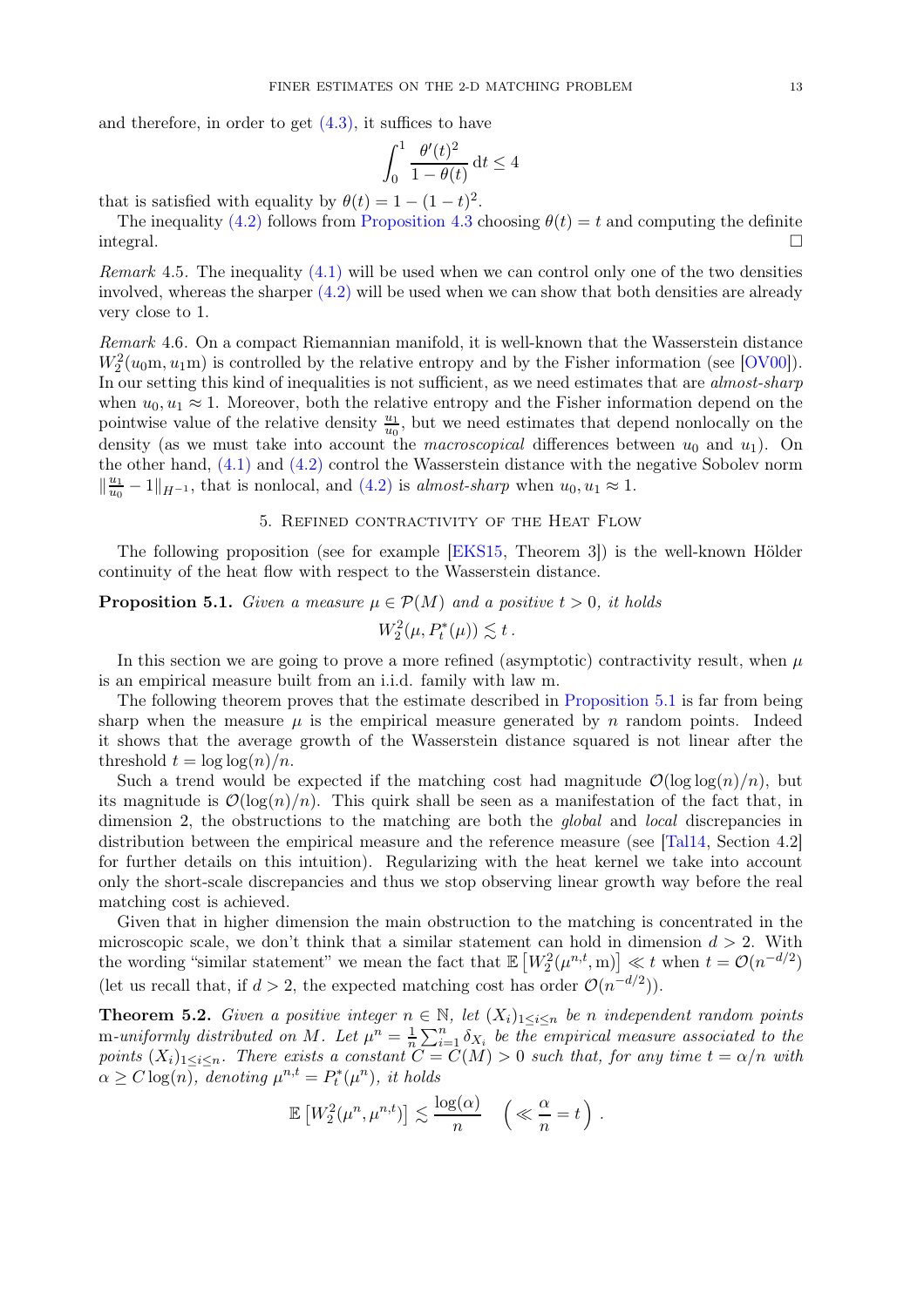and therefore, in order to get (4.3), it suffices to have

$$\int_0^1 \frac{\theta'(t)^2}{1-\theta(t)}\,\mathrm{d}t \le 4$$

that is satisfied with equality by $\theta(t) = 1-(1-t)^2$.

The inequality (4.2) follows from Proposition 4.3 choosing $\theta(t) = t$ and computing the definite integral. □

*Remark* 4.5. The inequality (4.1) will be used when we can control only one of the two densities involved, whereas the sharper (4.2) will be used when we can show that both densities are already very close to 1.

*Remark* 4.6. On a compact Riemannian manifold, it is well-known that the Wasserstein distance $W_2^2(u_0\mathrm{m}, u_1\mathrm{m})$ is controlled by the relative entropy and by the Fisher information (see [OV00]). In our setting this kind of inequalities is not sufficient, as we need estimates that are *almost-sharp* when $u_0, u_1 \approx 1$. Moreover, both the relative entropy and the Fisher information depend on the pointwise value of the relative density $\frac{u_1}{u_0}$, but we need estimates that depend nonlocally on the density (as we must take into account the *macroscopical* differences between $u_0$ and $u_1$). On the other hand, (4.1) and (4.2) control the Wasserstein distance with the negative Sobolev norm $\|\frac{u_1}{u_0} - 1\|_{H^{-1}}$, that is nonlocal, and (4.2) is *almost-sharp* when $u_0, u_1 \approx 1$.

## 5. Refined contractivity of the Heat Flow

The following proposition (see for example [EKS15, Theorem 3]) is the well-known Hölder continuity of the heat flow with respect to the Wasserstein distance.

**Proposition 5.1.** *Given a measure $\mu \in \mathcal{P}(M)$ and a positive $t > 0$, it holds*

$$W_2^2(\mu, P_t^*(\mu)) \lesssim t\,.$$

In this section we are going to prove a more refined (asymptotic) contractivity result, when $\mu$ is an empirical measure built from an i.i.d. family with law m.

The following theorem proves that the estimate described in Proposition 5.1 is far from being sharp when the measure $\mu$ is the empirical measure generated by $n$ random points. Indeed it shows that the average growth of the Wasserstein distance squared is not linear after the threshold $t = \log\log(n)/n$.

Such a trend would be expected if the matching cost had magnitude $\mathcal{O}(\log\log(n)/n)$, but its magnitude is $\mathcal{O}(\log(n)/n)$. This quirk shall be seen as a manifestation of the fact that, in dimension 2, the obstructions to the matching are both the *global* and *local* discrepancies in distribution between the empirical measure and the reference measure (see [Tal14, Section 4.2] for further details on this intuition). Regularizing with the heat kernel we take into account only the short-scale discrepancies and thus we stop observing linear growth way before the real matching cost is achieved.

Given that in higher dimension the main obstruction to the matching is concentrated in the microscopic scale, we don't think that a similar statement can hold in dimension $d > 2$. With the wording "similar statement" we mean the fact that $\mathbb{E}\left[W_2^2(\mu^{n,t}, \mathrm{m})\right] \ll t$ when $t = \mathcal{O}(n^{-d/2})$ (let us recall that, if $d > 2$, the expected matching cost has order $\mathcal{O}(n^{-d/2})$).

**Theorem 5.2.** *Given a positive integer $n \in \mathbb{N}$, let $(X_i)_{1\le i\le n}$ be $n$ independent random points m-uniformly distributed on $M$. Let $\mu^n = \frac{1}{n}\sum_{i=1}^n \delta_{X_i}$ be the empirical measure associated to the points $(X_i)_{1\le i\le n}$. There exists a constant $C = C(M) > 0$ such that, for any time $t = \alpha/n$ with $\alpha \ge C\log(n)$, denoting $\mu^{n,t} = P_t^*(\mu^n)$, it holds*

$$\mathbb{E}\left[W_2^2(\mu^n, \mu^{n,t})\right] \lesssim \frac{\log(\alpha)}{n} \quad \left(\ll \frac{\alpha}{n} = t\right).$$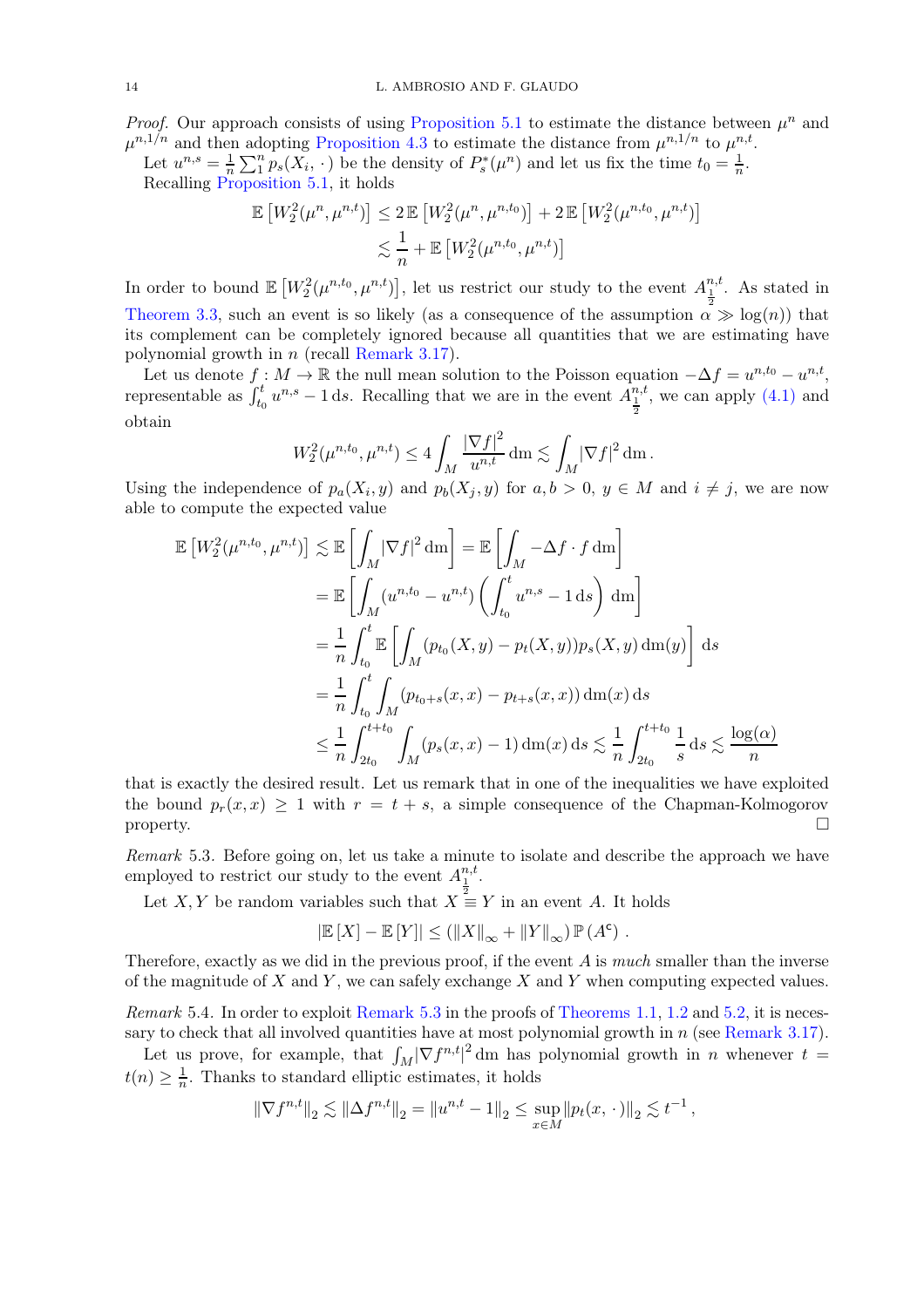*Proof.* Our approach consists of using Proposition 5.1 to estimate the distance between $\mu^n$ and $\mu^{n,1/n}$ and then adopting Proposition 4.3 to estimate the distance from $\mu^{n,1/n}$ to $\mu^{n,t}$.

Let $u^{n,s} = \frac{1}{n}\sum_1^n p_s(X_i, \cdot)$ be the density of $P_s^*(\mu^n)$ and let us fix the time $t_0 = \frac{1}{n}$.

Recalling Proposition 5.1, it holds

$$
\begin{aligned}
\mathbb{E}\left[W_2^2(\mu^n, \mu^{n,t})\right] &\le 2\,\mathbb{E}\left[W_2^2(\mu^n, \mu^{n,t_0})\right] + 2\,\mathbb{E}\left[W_2^2(\mu^{n,t_0}, \mu^{n,t})\right] \\
&\lesssim \frac{1}{n} + \mathbb{E}\left[W_2^2(\mu^{n,t_0}, \mu^{n,t})\right]
\end{aligned}
$$

In order to bound $\mathbb{E}\left[W_2^2(\mu^{n,t_0}, \mu^{n,t})\right]$, let us restrict our study to the event $A^{n,t}_{\frac{1}{2}}$. As stated in Theorem 3.3, such an event is so likely (as a consequence of the assumption $\alpha \gg \log(n)$) that its complement can be completely ignored because all quantities that we are estimating have polynomial growth in $n$ (recall Remark 3.17).

Let us denote $f : M \to \mathbb{R}$ the null mean solution to the Poisson equation $-\Delta f = u^{n,t_0} - u^{n,t}$, representable as $\int_{t_0}^t u^{n,s} - 1\,\mathrm{d}s$. Recalling that we are in the event $A^{n,t}_{\frac{1}{2}}$, we can apply (4.1) and obtain

$$
W_2^2(\mu^{n,t_0}, \mu^{n,t}) \le 4\int_M \frac{|\nabla f|^2}{u^{n,t}}\,\mathrm{dm} \lesssim \int_M |\nabla f|^2\,\mathrm{dm}\,.
$$

Using the independence of $p_a(X_i, y)$ and $p_b(X_j, y)$ for $a, b > 0$, $y \in M$ and $i \ne j$, we are now able to compute the expected value

$$
\begin{aligned}
\mathbb{E}\left[W_2^2(\mu^{n,t_0}, \mu^{n,t})\right] &\lesssim \mathbb{E}\left[\int_M |\nabla f|^2\,\mathrm{dm}\right] = \mathbb{E}\left[\int_M -\Delta f \cdot f\,\mathrm{dm}\right] \\
&= \mathbb{E}\left[\int_M (u^{n,t_0} - u^{n,t})\left(\int_{t_0}^t u^{n,s} - 1\,\mathrm{d}s\right)\mathrm{dm}\right] \\
&= \frac{1}{n}\int_{t_0}^t \mathbb{E}\left[\int_M (p_{t_0}(X,y) - p_t(X,y))p_s(X,y)\,\mathrm{dm}(y)\right]\mathrm{d}s \\
&= \frac{1}{n}\int_{t_0}^t \int_M (p_{t_0+s}(x,x) - p_{t+s}(x,x))\,\mathrm{dm}(x)\,\mathrm{d}s \\
&\le \frac{1}{n}\int_{2t_0}^{t+t_0}\int_M (p_s(x,x) - 1)\,\mathrm{dm}(x)\,\mathrm{d}s \lesssim \frac{1}{n}\int_{2t_0}^{t+t_0}\frac{1}{s}\,\mathrm{d}s \lesssim \frac{\log(\alpha)}{n}
\end{aligned}
$$

that is exactly the desired result. Let us remark that in one of the inequalities we have exploited the bound $p_r(x,x) \ge 1$ with $r = t + s$, a simple consequence of the Chapman-Kolmogorov property. $\square$

*Remark* 5.3. Before going on, let us take a minute to isolate and describe the approach we have employed to restrict our study to the event $A^{n,t}_{\frac{1}{2}}$.

Let $X, Y$ be random variables such that $X \equiv Y$ in an event $A$. It holds

$$
\left|\mathbb{E}[X] - \mathbb{E}[Y]\right| \le \left(\|X\|_\infty + \|Y\|_\infty\right)\mathbb{P}(A^{\mathsf{c}})\,.
$$

Therefore, exactly as we did in the previous proof, if the event $A$ is *much* smaller than the inverse of the magnitude of $X$ and $Y$, we can safely exchange $X$ and $Y$ when computing expected values.

*Remark* 5.4. In order to exploit Remark 5.3 in the proofs of Theorems 1.1, 1.2 and 5.2, it is necessary to check that all involved quantities have at most polynomial growth in $n$ (see Remark 3.17).

Let us prove, for example, that $\int_M |\nabla f^{n,t}|^2\,\mathrm{dm}$ has polynomial growth in $n$ whenever $t = t(n) \ge \frac{1}{n}$. Thanks to standard elliptic estimates, it holds

$$
\|\nabla f^{n,t}\|_2 \lesssim \|\Delta f^{n,t}\|_2 = \|u^{n,t} - 1\|_2 \le \sup_{x\in M}\|p_t(x, \cdot)\|_2 \lesssim t^{-1}\,,
$$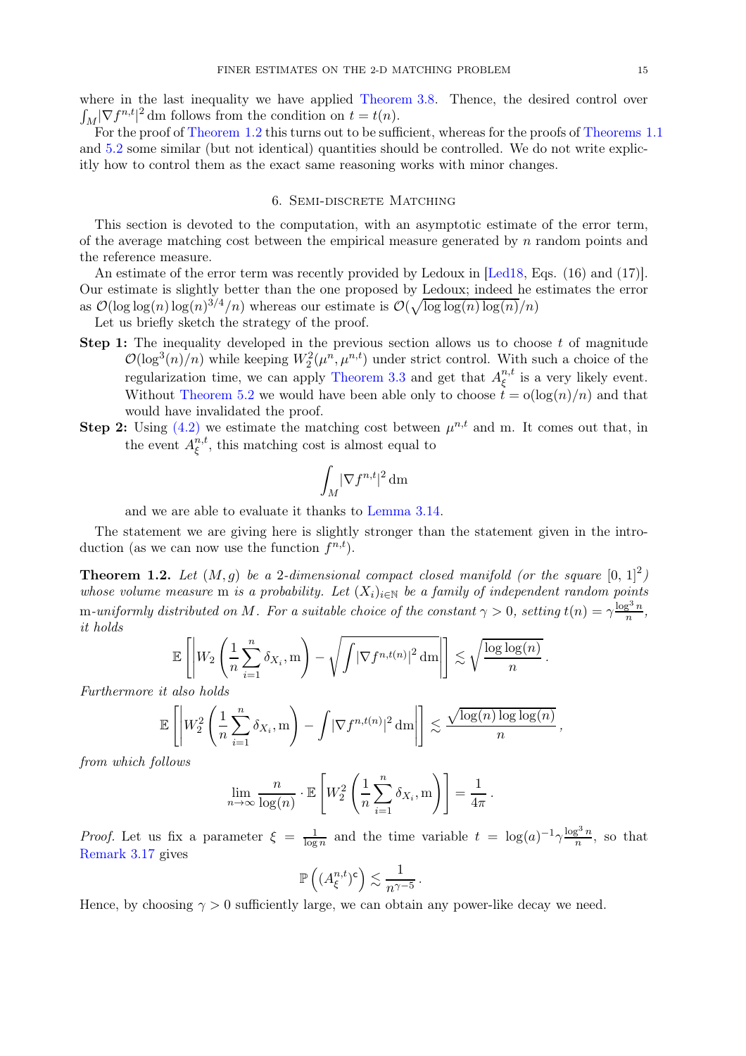where in the last inequality we have applied Theorem 3.8. Thence, the desired control over $\int_M |\nabla f^{n,t}|^2 \, \mathrm{dm}$ follows from the condition on $t = t(n)$.

For the proof of Theorem 1.2 this turns out to be sufficient, whereas for the proofs of Theorems 1.1 and 5.2 some similar (but not identical) quantities should be controlled. We do not write explicitly how to control them as the exact same reasoning works with minor changes.

## 6. Semi-discrete Matching

This section is devoted to the computation, with an asymptotic estimate of the error term, of the average matching cost between the empirical measure generated by $n$ random points and the reference measure.

An estimate of the error term was recently provided by Ledoux in [Led18, Eqs. (16) and (17)]. Our estimate is slightly better than the one proposed by Ledoux; indeed he estimates the error as $\mathcal{O}(\log\log(n)\log(n)^{3/4}/n)$ whereas our estimate is $\mathcal{O}(\sqrt{\log\log(n)\log(n)}/n)$

Let us briefly sketch the strategy of the proof.

- **Step 1:** The inequality developed in the previous section allows us to choose $t$ of magnitude $\mathcal{O}(\log^3(n)/n)$ while keeping $W_2^2(\mu^n, \mu^{n,t})$ under strict control. With such a choice of the regularization time, we can apply Theorem 3.3 and get that $A_\xi^{n,t}$ is a very likely event. Without Theorem 5.2 we would have been able only to choose $t = \mathrm{o}(\log(n)/n)$ and that would have invalidated the proof.
- **Step 2:** Using (4.2) we estimate the matching cost between $\mu^{n,t}$ and m. It comes out that, in the event $A_\xi^{n,t}$, this matching cost is almost equal to
$$\int_M |\nabla f^{n,t}|^2 \, \mathrm{dm}$$
and we are able to evaluate it thanks to Lemma 3.14.

The statement we are giving here is slightly stronger than the statement given in the introduction (as we can now use the function $f^{n,t}$).

**Theorem 1.2.** *Let $(M, g)$ be a 2-dimensional compact closed manifold (or the square $[0,1]^2$) whose volume measure* m *is a probability. Let $(X_i)_{i\in\mathbb{N}}$ be a family of independent random points* m*-uniformly distributed on $M$. For a suitable choice of the constant $\gamma > 0$, setting $t(n) = \gamma\frac{\log^3 n}{n}$, it holds*
$$\mathbb{E}\left[\left| W_2\left(\frac{1}{n}\sum_{i=1}^n \delta_{X_i}, \mathrm{m}\right) - \sqrt{\int |\nabla f^{n,t(n)}|^2 \, \mathrm{dm}}\right|\right] \lesssim \sqrt{\frac{\log\log(n)}{n}}\,.$$
*Furthermore it also holds*
$$\mathbb{E}\left[\left| W_2^2\left(\frac{1}{n}\sum_{i=1}^n \delta_{X_i}, \mathrm{m}\right) - \int |\nabla f^{n,t(n)}|^2 \, \mathrm{dm}\right|\right] \lesssim \frac{\sqrt{\log(n)\log\log(n)}}{n}\,,$$
*from which follows*
$$\lim_{n\to\infty} \frac{n}{\log(n)} \cdot \mathbb{E}\left[W_2^2\left(\frac{1}{n}\sum_{i=1}^n \delta_{X_i}, \mathrm{m}\right)\right] = \frac{1}{4\pi}\,.$$

*Proof.* Let us fix a parameter $\xi = \frac{1}{\log n}$ and the time variable $t = \log(a)^{-1}\gamma\frac{\log^3 n}{n}$, so that Remark 3.17 gives
$$\mathbb{P}\left((A_\xi^{n,t})^{\mathsf{c}}\right) \lesssim \frac{1}{n^{\gamma-5}}\,.$$
Hence, by choosing $\gamma > 0$ sufficiently large, we can obtain any power-like decay we need.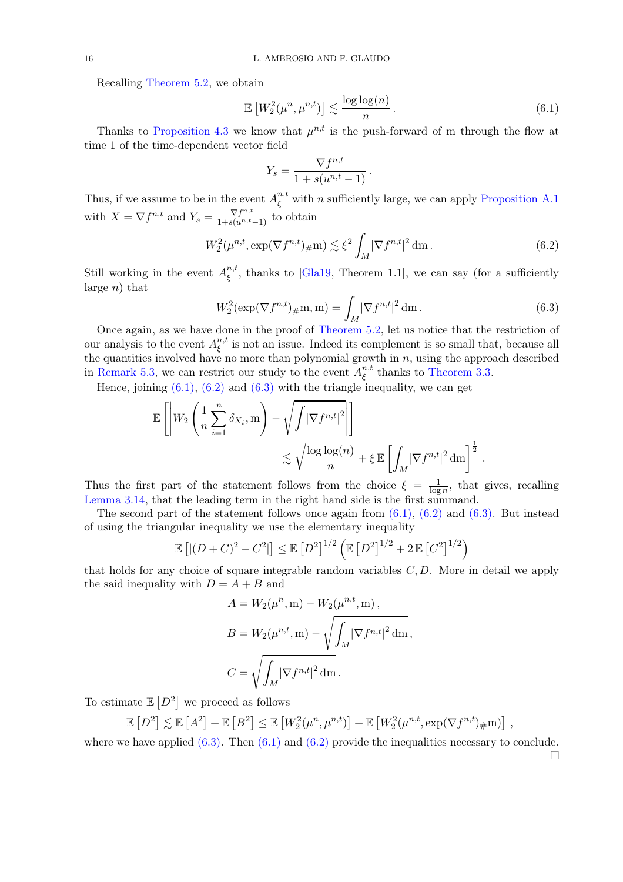Recalling Theorem 5.2, we obtain

$$\mathbb{E}\left[W_2^2(\mu^n,\mu^{n,t})\right] \lesssim \frac{\log\log(n)}{n}\,. \tag{6.1}$$

Thanks to Proposition 4.3 we know that $\mu^{n,t}$ is the push-forward of m through the flow at time 1 of the time-dependent vector field

$$Y_s = \frac{\nabla f^{n,t}}{1+s(u^{n,t}-1)}\,.$$

Thus, if we assume to be in the event $A_\xi^{n,t}$ with $n$ sufficiently large, we can apply Proposition A.1 with $X=\nabla f^{n,t}$ and $Y_s = \frac{\nabla f^{n,t}}{1+s(u^{n,t}-1)}$ to obtain

$$W_2^2(\mu^{n,t}, \exp(\nabla f^{n,t})_\#\mathrm{m}) \lesssim \xi^2 \int_M |\nabla f^{n,t}|^2 \,\mathrm{dm}\,. \tag{6.2}$$

Still working in the event $A_\xi^{n,t}$, thanks to [Gla19, Theorem 1.1], we can say (for a sufficiently large $n$) that

$$W_2^2(\exp(\nabla f^{n,t})_\#\mathrm{m},\mathrm{m}) = \int_M |\nabla f^{n,t}|^2\,\mathrm{dm}\,. \tag{6.3}$$

Once again, as we have done in the proof of Theorem 5.2, let us notice that the restriction of our analysis to the event $A_\xi^{n,t}$ is not an issue. Indeed its complement is so small that, because all the quantities involved have no more than polynomial growth in $n$, using the approach described in Remark 5.3, we can restrict our study to the event $A_\xi^{n,t}$ thanks to Theorem 3.3.

Hence, joining (6.1), (6.2) and (6.3) with the triangle inequality, we can get

$$\mathbb{E}\left[\left|W_2\left(\frac1n\sum_{i=1}^n \delta_{X_i},\mathrm{m}\right) - \sqrt{\int |\nabla f^{n,t}|^2}\right|\right] \lesssim \sqrt{\frac{\log\log(n)}{n}} + \xi\,\mathbb{E}\left[\int_M |\nabla f^{n,t}|^2\,\mathrm{dm}\right]^{\frac12}.$$

Thus the first part of the statement follows from the choice $\xi = \frac{1}{\log n}$, that gives, recalling Lemma 3.14, that the leading term in the right hand side is the first summand.

The second part of the statement follows once again from (6.1), (6.2) and (6.3). But instead of using the triangular inequality we use the elementary inequality

$$\mathbb{E}\left[|(D+C)^2 - C^2|\right] \le \mathbb{E}\left[D^2\right]^{1/2}\left(\mathbb{E}\left[D^2\right]^{1/2} + 2\,\mathbb{E}\left[C^2\right]^{1/2}\right)$$

that holds for any choice of square integrable random variables $C, D$. More in detail we apply the said inequality with $D = A+B$ and

$$A = W_2(\mu^n,\mathrm{m}) - W_2(\mu^{n,t},\mathrm{m})\,,$$

$$B = W_2(\mu^{n,t},\mathrm{m}) - \sqrt{\int_M |\nabla f^{n,t}|^2\,\mathrm{dm}}\,,$$

$$C = \sqrt{\int_M |\nabla f^{n,t}|^2\,\mathrm{dm}}\,.$$

To estimate $\mathbb{E}\left[D^2\right]$ we proceed as follows

$$\mathbb{E}\left[D^2\right] \lesssim \mathbb{E}\left[A^2\right] + \mathbb{E}\left[B^2\right] \le \mathbb{E}\left[W_2^2(\mu^n,\mu^{n,t})\right] + \mathbb{E}\left[W_2^2(\mu^{n,t},\exp(\nabla f^{n,t})_\#\mathrm{m})\right]\,,$$

where we have applied (6.3). Then (6.1) and (6.2) provide the inequalities necessary to conclude. □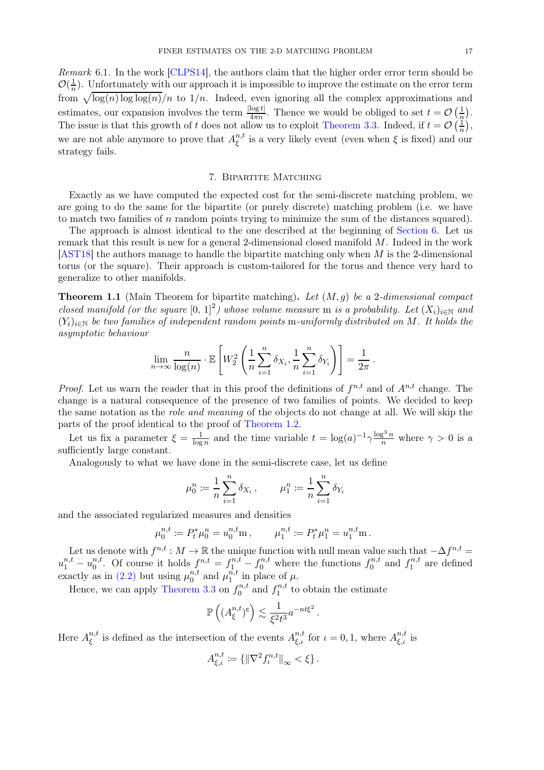*Remark* 6.1. In the work [CLPS14], the authors claim that the higher order error term should be $\mathcal{O}(\frac{1}{n})$. Unfortunately with our approach it is impossible to improve the estimate on the error term from $\sqrt{\log(n)\log\log(n)}/n$ to $1/n$. Indeed, even ignoring all the complex approximations and estimates, our expansion involves the term $\frac{|\log t|}{4\pi n}$. Thence we would be obliged to set $t = \mathcal{O}\left(\frac{1}{n}\right)$. The issue is that this growth of $t$ does not allow us to exploit Theorem 3.3. Indeed, if $t = \mathcal{O}\left(\frac{1}{n}\right)$, we are not able anymore to prove that $A_\xi^{n,t}$ is a very likely event (even when $\xi$ is fixed) and our strategy fails.

## 7. Bipartite Matching

Exactly as we have computed the expected cost for the semi-discrete matching problem, we are going to do the same for the bipartite (or purely discrete) matching problem (i.e. we have to match two families of $n$ random points trying to minimize the sum of the distances squared).

The approach is almost identical to the one described at the beginning of Section 6. Let us remark that this result is new for a general 2-dimensional closed manifold $M$. Indeed in the work [AST18] the authors manage to handle the bipartite matching only when $M$ is the 2-dimensional torus (or the square). Their approach is custom-tailored for the torus and thence very hard to generalize to other manifolds.

**Theorem 1.1** (Main Theorem for bipartite matching)**.** *Let $(M, g)$ be a 2-dimensional compact closed manifold (or the square $[0,1]^2$) whose volume measure* m *is a probability. Let $(X_i)_{i\in\mathbb{N}}$ and $(Y_i)_{i\in\mathbb{N}}$ be two families of independent random points* m*-uniformly distributed on $M$. It holds the asymptotic behaviour*

$$\lim_{n\to\infty} \frac{n}{\log(n)} \cdot \mathbb{E}\left[W_2^2\left(\frac{1}{n}\sum_{i=1}^n \delta_{X_i}, \frac{1}{n}\sum_{i=1}^n \delta_{Y_i}\right)\right] = \frac{1}{2\pi}\,.$$

*Proof.* Let us warn the reader that in this proof the definitions of $f^{n,t}$ and of $A^{n,t}$ change. The change is a natural consequence of the presence of two families of points. We decided to keep the same notation as the *role and meaning* of the objects do not change at all. We will skip the parts of the proof identical to the proof of Theorem 1.2.

Let us fix a parameter $\xi = \frac{1}{\log n}$ and the time variable $t = \log(a)^{-1}\gamma\frac{\log^3 n}{n}$ where $\gamma > 0$ is a sufficiently large constant.

Analogously to what we have done in the semi-discrete case, let us define

$$\mu_0^n \coloneqq \frac{1}{n}\sum_{i=1}^n \delta_{X_i}\,, \qquad \mu_1^n \coloneqq \frac{1}{n}\sum_{i=1}^n \delta_{Y_i}$$

and the associated regularized measures and densities

$$\mu_0^{n,t} \coloneqq P_t^*\mu_0^n = u_0^{n,t}\mathrm{m}\,, \qquad \mu_1^{n,t} \coloneqq P_t^*\mu_1^n = u_1^{n,t}\mathrm{m}\,.$$

Let us denote with $f^{n,t}: M \to \mathbb{R}$ the unique function with null mean value such that $-\Delta f^{n,t} = u_1^{n,t} - u_0^{n,t}$. Of course it holds $f^{n,t} = f_1^{n,t} - f_0^{n,t}$ where the functions $f_0^{n,t}$ and $f_1^{n,t}$ are defined exactly as in (2.2) but using $\mu_0^{n,t}$ and $\mu_1^{n,t}$ in place of $\mu$.

Hence, we can apply Theorem 3.3 on $f_0^{n,t}$ and $f_1^{n,t}$ to obtain the estimate

$$\mathbb{P}\left((A_\xi^{n,t})^\mathsf{c}\right) \lesssim \frac{1}{\xi^2 t^3} a^{-nt\xi^2}\,.$$

Here $A_\xi^{n,t}$ is defined as the intersection of the events $A_{\xi,\iota}^{n,t}$ for $\iota = 0, 1$, where $A_{\xi,\iota}^{n,t}$ is

$$A_{\xi,\iota}^{n,t} \coloneqq \{\|\nabla^2 f_\iota^{n,t}\|_\infty < \xi\}\,.$$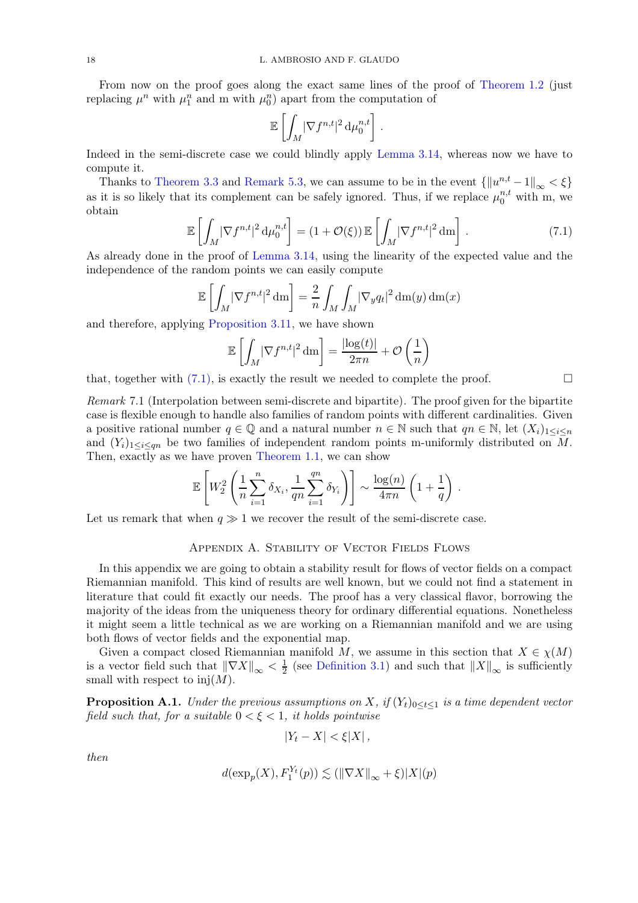From now on the proof goes along the exact same lines of the proof of Theorem 1.2 (just replacing $\mu^n$ with $\mu_1^n$ and m with $\mu_0^n$) apart from the computation of

$$\mathbb{E}\left[\int_M |\nabla f^{n,t}|^2 \,\mathrm{d}\mu_0^{n,t}\right] .$$

Indeed in the semi-discrete case we could blindly apply Lemma 3.14, whereas now we have to compute it.

Thanks to Theorem 3.3 and Remark 5.3, we can assume to be in the event $\{\|u^{n,t} - 1\|_\infty < \xi\}$ as it is so likely that its complement can be safely ignored. Thus, if we replace $\mu_0^{n,t}$ with m, we obtain

$$\mathbb{E}\left[\int_M |\nabla f^{n,t}|^2 \,\mathrm{d}\mu_0^{n,t}\right] = (1 + \mathcal{O}(\xi))\,\mathbb{E}\left[\int_M |\nabla f^{n,t}|^2 \,\mathrm{dm}\right] . \tag{7.1}$$

As already done in the proof of Lemma 3.14, using the linearity of the expected value and the independence of the random points we can easily compute

$$\mathbb{E}\left[\int_M |\nabla f^{n,t}|^2 \,\mathrm{dm}\right] = \frac{2}{n}\int_M \int_M |\nabla_y q_t|^2 \,\mathrm{dm}(y)\,\mathrm{dm}(x)$$

and therefore, applying Proposition 3.11, we have shown

$$\mathbb{E}\left[\int_M |\nabla f^{n,t}|^2 \,\mathrm{dm}\right] = \frac{|\log(t)|}{2\pi n} + \mathcal{O}\left(\frac{1}{n}\right)$$

that, together with (7.1), is exactly the result we needed to complete the proof. □

*Remark* 7.1 (Interpolation between semi-discrete and bipartite). The proof given for the bipartite case is flexible enough to handle also families of random points with different cardinalities. Given a positive rational number $q \in \mathbb{Q}$ and a natural number $n \in \mathbb{N}$ such that $qn \in \mathbb{N}$, let $(X_i)_{1\le i\le n}$ and $(Y_i)_{1\le i\le qn}$ be two families of independent random points m-uniformly distributed on $M$. Then, exactly as we have proven Theorem 1.1, we can show

$$\mathbb{E}\left[W_2^2\left(\frac{1}{n}\sum_{i=1}^n \delta_{X_i}, \frac{1}{qn}\sum_{i=1}^{qn}\delta_{Y_i}\right)\right] \sim \frac{\log(n)}{4\pi n}\left(1 + \frac{1}{q}\right) .$$

Let us remark that when $q \gg 1$ we recover the result of the semi-discrete case.

## Appendix A. Stability of Vector Fields Flows

In this appendix we are going to obtain a stability result for flows of vector fields on a compact Riemannian manifold. This kind of results are well known, but we could not find a statement in literature that could fit exactly our needs. The proof has a very classical flavor, borrowing the majority of the ideas from the uniqueness theory for ordinary differential equations. Nonetheless it might seem a little technical as we are working on a Riemannian manifold and we are using both flows of vector fields and the exponential map.

Given a compact closed Riemannian manifold $M$, we assume in this section that $X \in \chi(M)$ is a vector field such that $\|\nabla X\|_\infty < \frac{1}{2}$ (see Definition 3.1) and such that $\|X\|_\infty$ is sufficiently small with respect to $\mathrm{inj}(M)$.

**Proposition A.1.** *Under the previous assumptions on $X$, if $(Y_t)_{0\le t\le 1}$ is a time dependent vector field such that, for a suitable $0 < \xi < 1$, it holds pointwise*

$$|Y_t - X| < \xi |X| ,$$

*then*

$$d(\exp_p(X), F_1^{Y_t}(p)) \lesssim (\|\nabla X\|_\infty + \xi)|X|(p)$$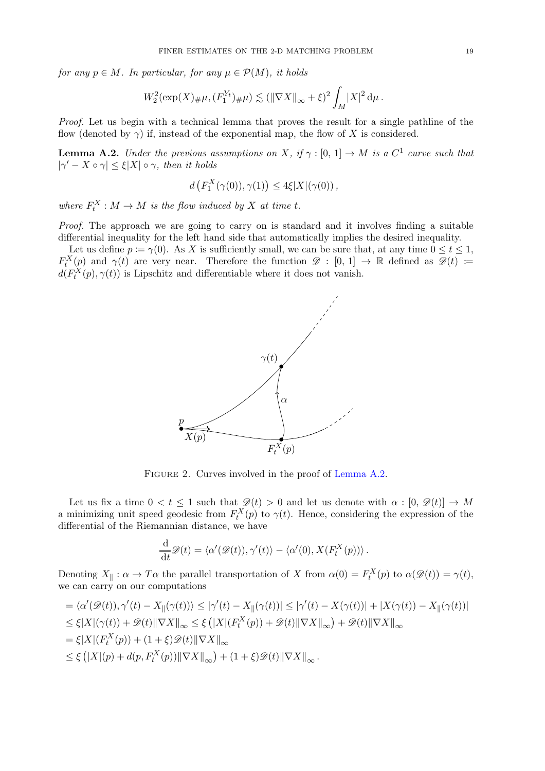*for any $p \in M$. In particular, for any $\mu \in \mathcal{P}(M)$, it holds*

$$W_2^2(\exp(X)_\# \mu, (F_1^{Y_t})_\# \mu) \lesssim (\|\nabla X\|_\infty + \xi)^2 \int_M |X|^2 \, \mathrm{d}\mu \,.$$

*Proof.* Let us begin with a technical lemma that proves the result for a single pathline of the flow (denoted by $\gamma$) if, instead of the exponential map, the flow of $X$ is considered.

**Lemma A.2.** *Under the previous assumptions on $X$, if $\gamma : [0, 1] \to M$ is a $C^1$ curve such that $|\gamma' - X \circ \gamma| \leq \xi |X| \circ \gamma$, then it holds*

$$d\left(F_1^X(\gamma(0)), \gamma(1)\right) \leq 4\xi |X|(\gamma(0)) \,,$$

*where $F_t^X : M \to M$ is the flow induced by $X$ at time $t$.*

*Proof.* The approach we are going to carry on is standard and it involves finding a suitable differential inequality for the left hand side that automatically implies the desired inequality.

Let us define $p \coloneqq \gamma(0)$. As $X$ is sufficiently small, we can be sure that, at any time $0 \leq t \leq 1$, $F_t^X(p)$ and $\gamma(t)$ are very near. Therefore the function $\mathscr{D} : [0, 1] \to \mathbb{R}$ defined as $\mathscr{D}(t) \coloneqq d(F_t^X(p), \gamma(t))$ is Lipschitz and differentiable where it does not vanish.

$\gamma(t)$

$\alpha$

$p$

$X(p)$

$F_t^X(p)$

Figure 2. Curves involved in the proof of Lemma A.2.

Let us fix a time $0 < t \leq 1$ such that $\mathscr{D}(t) > 0$ and let us denote with $\alpha : [0, \mathscr{D}(t)] \to M$ a minimizing unit speed geodesic from $F_t^X(p)$ to $\gamma(t)$. Hence, considering the expression of the differential of the Riemannian distance, we have

$$\frac{\mathrm{d}}{\mathrm{d}t} \mathscr{D}(t) = \langle \alpha'(\mathscr{D}(t)), \gamma'(t) \rangle - \langle \alpha'(0), X(F_t^X(p)) \rangle \,.$$

Denoting $X_\parallel : \alpha \to T\alpha$ the parallel transportation of $X$ from $\alpha(0) = F_t^X(p)$ to $\alpha(\mathscr{D}(t)) = \gamma(t)$, we can carry on our computations

$$\begin{aligned}
&= \langle \alpha'(\mathscr{D}(t)), \gamma'(t) - X_\parallel(\gamma(t)) \rangle \leq |\gamma'(t) - X_\parallel(\gamma(t))| \leq |\gamma'(t) - X(\gamma(t))| + |X(\gamma(t)) - X_\parallel(\gamma(t))| \\
&\leq \xi |X|(\gamma(t)) + \mathscr{D}(t) \|\nabla X\|_\infty \leq \xi \left(|X|(F_t^X(p)) + \mathscr{D}(t) \|\nabla X\|_\infty\right) + \mathscr{D}(t) \|\nabla X\|_\infty \\
&= \xi |X|(F_t^X(p)) + (1 + \xi) \mathscr{D}(t) \|\nabla X\|_\infty \\
&\leq \xi \left(|X|(p) + d(p, F_t^X(p)) \|\nabla X\|_\infty\right) + (1 + \xi) \mathscr{D}(t) \|\nabla X\|_\infty \,.
\end{aligned}$$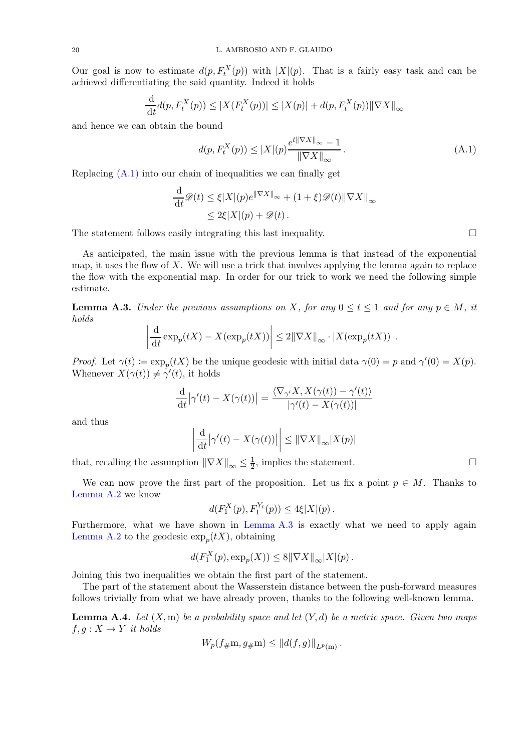Our goal is now to estimate $d(p, F_t^X(p))$ with $|X|(p)$. That is a fairly easy task and can be achieved differentiating the said quantity. Indeed it holds

$$\frac{\mathrm{d}}{\mathrm{d}t} d(p, F_t^X(p)) \leq |X(F_t^X(p))| \leq |X(p)| + d(p, F_t^X(p))\|\nabla X\|_\infty$$

and hence we can obtain the bound

$$d(p, F_t^X(p)) \leq |X|(p) \frac{e^{t\|\nabla X\|_\infty} - 1}{\|\nabla X\|_\infty}. \tag{A.1}$$

Replacing (A.1) into our chain of inequalities we can finally get

$$\begin{aligned}
\frac{\mathrm{d}}{\mathrm{d}t}\mathscr{D}(t) &\leq \xi |X|(p) e^{\|\nabla X\|_\infty} + (1+\xi)\mathscr{D}(t)\|\nabla X\|_\infty \\
&\leq 2\xi |X|(p) + \mathscr{D}(t).
\end{aligned}$$

The statement follows easily integrating this last inequality. $\square$

As anticipated, the main issue with the previous lemma is that instead of the exponential map, it uses the flow of $X$. We will use a trick that involves applying the lemma again to replace the flow with the exponential map. In order for our trick to work we need the following simple estimate.

**Lemma A.3.** *Under the previous assumptions on $X$, for any $0 \leq t \leq 1$ and for any $p \in M$, it holds*

$$\left| \frac{\mathrm{d}}{\mathrm{d}t} \exp_p(tX) - X(\exp_p(tX)) \right| \leq 2\|\nabla X\|_\infty \cdot |X(\exp_p(tX))|.$$

*Proof.* Let $\gamma(t) \coloneqq \exp_p(tX)$ be the unique geodesic with initial data $\gamma(0) = p$ and $\gamma'(0) = X(p)$. Whenever $X(\gamma(t)) \neq \gamma'(t)$, it holds

$$\frac{\mathrm{d}}{\mathrm{d}t}|\gamma'(t) - X(\gamma(t))| = \frac{\langle \nabla_{\gamma'} X, X(\gamma(t)) - \gamma'(t)\rangle}{|\gamma'(t) - X(\gamma(t))|}$$

and thus

$$\left| \frac{\mathrm{d}}{\mathrm{d}t}|\gamma'(t) - X(\gamma(t))| \right| \leq \|\nabla X\|_\infty |X(p)|$$

that, recalling the assumption $\|\nabla X\|_\infty \leq \frac{1}{2}$, implies the statement. $\square$

We can now prove the first part of the proposition. Let us fix a point $p \in M$. Thanks to Lemma A.2 we know

$$d(F_1^X(p), F_1^{Y_t}(p)) \leq 4\xi |X|(p).$$

Furthermore, what we have shown in Lemma A.3 is exactly what we need to apply again Lemma A.2 to the geodesic $\exp_p(tX)$, obtaining

$$d(F_1^X(p), \exp_p(X)) \leq 8\|\nabla X\|_\infty |X|(p).$$

Joining this two inequalities we obtain the first part of the statement.

The part of the statement about the Wasserstein distance between the push-forward measures follows trivially from what we have already proven, thanks to the following well-known lemma.

**Lemma A.4.** *Let $(X, \mathrm{m})$ be a probability space and let $(Y, d)$ be a metric space. Given two maps $f, g : X \to Y$ it holds*

$$W_p(f_\# \mathrm{m}, g_\# \mathrm{m}) \leq \|d(f, g)\|_{L^p(\mathrm{m})}.$$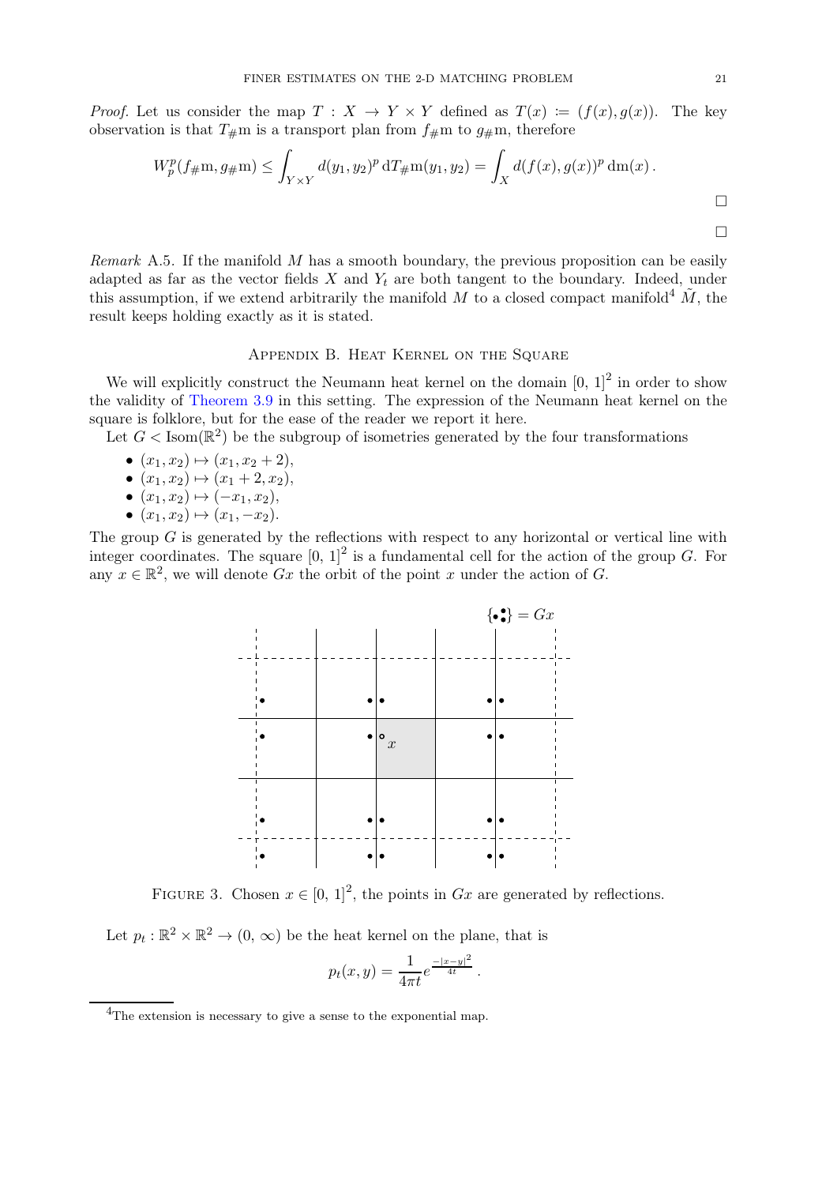*Proof.* Let us consider the map $T : X \to Y \times Y$ defined as $T(x) \coloneqq (f(x), g(x))$. The key observation is that $T_\# \mathrm{m}$ is a transport plan from $f_\# \mathrm{m}$ to $g_\# \mathrm{m}$, therefore

$$W_p^p(f_\# \mathrm{m}, g_\# \mathrm{m}) \le \int_{Y \times Y} d(y_1, y_2)^p \, \mathrm{d}T_\# \mathrm{m}(y_1, y_2) = \int_X d(f(x), g(x))^p \, \mathrm{dm}(x)\,.$$

□

□

*Remark* A.5. If the manifold $M$ has a smooth boundary, the previous proposition can be easily adapted as far as the vector fields $X$ and $Y_t$ are both tangent to the boundary. Indeed, under this assumption, if we extend arbitrarily the manifold $M$ to a closed compact manifold[4] $\tilde{M}$, the result keeps holding exactly as it is stated.

## Appendix B. Heat Kernel on the Square

We will explicitly construct the Neumann heat kernel on the domain $[0,\,1]^2$ in order to show the validity of Theorem 3.9 in this setting. The expression of the Neumann heat kernel on the square is folklore, but for the ease of the reader we report it here.

Let $G < \mathrm{Isom}(\mathbb{R}^2)$ be the subgroup of isometries generated by the four transformations

- $(x_1, x_2) \mapsto (x_1, x_2 + 2)$,
- $(x_1, x_2) \mapsto (x_1 + 2, x_2)$,
- $(x_1, x_2) \mapsto (-x_1, x_2)$,
- $(x_1, x_2) \mapsto (x_1, -x_2)$.

The group $G$ is generated by the reflections with respect to any horizontal or vertical line with integer coordinates. The square $[0,\,1]^2$ is a fundamental cell for the action of the group $G$. For any $x \in \mathbb{R}^2$, we will denote $Gx$ the orbit of the point $x$ under the action of $G$.

$\{\bullet\} = Gx$

$x$

Figure 3. Chosen $x \in [0,\,1]^2$, the points in $Gx$ are generated by reflections.

Let $p_t : \mathbb{R}^2 \times \mathbb{R}^2 \to (0,\,\infty)$ be the heat kernel on the plane, that is

$$p_t(x, y) = \frac{1}{4\pi t} e^{\frac{-|x-y|^2}{4t}}\,.$$

[4]The extension is necessary to give a sense to the exponential map.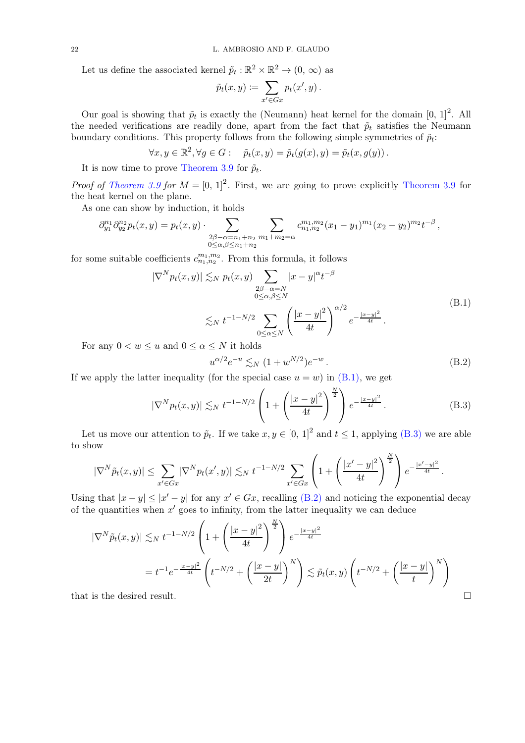Let us define the associated kernel $\tilde{p}_t : \mathbb{R}^2 \times \mathbb{R}^2 \to (0, \infty)$ as

$$\tilde{p}_t(x, y) \coloneqq \sum_{x' \in Gx} p_t(x', y) .$$

Our goal is showing that $\tilde{p}_t$ is exactly the (Neumann) heat kernel for the domain $[0, 1]^2$. All the needed verifications are readily done, apart from the fact that $\tilde{p}_t$ satisfies the Neumann boundary conditions. This property follows from the following simple symmetries of $\tilde{p}_t$:

$$\forall x, y \in \mathbb{R}^2, \forall g \in G : \quad \tilde{p}_t(x, y) = \tilde{p}_t(g(x), y) = \tilde{p}_t(x, g(y)) .$$

It is now time to prove Theorem 3.9 for $\tilde{p}_t$.

*Proof of Theorem 3.9 for $M = [0, 1]^2$.* First, we are going to prove explicitly Theorem 3.9 for the heat kernel on the plane.

As one can show by induction, it holds

$$\partial_{y_1}^{n_1} \partial_{y_2}^{n_2} p_t(x, y) = p_t(x, y) \cdot \sum_{\substack{2\beta - \alpha = n_1 + n_2 \\ 0 \le \alpha, \beta \le n_1 + n_2}} \sum_{m_1 + m_2 = \alpha} c_{n_1, n_2}^{m_1, m_2} (x_1 - y_1)^{m_1} (x_2 - y_2)^{m_2} t^{-\beta} ,$$

for some suitable coefficients $c_{n_1, n_2}^{m_1, m_2}$. From this formula, it follows

$$\begin{aligned} |\nabla^N p_t(x, y)| &\lesssim_N p_t(x, y) \sum_{\substack{2\beta - \alpha = N \\ 0 \le \alpha, \beta \le N}} |x - y|^\alpha t^{-\beta} \\ &\lesssim_N t^{-1-N/2} \sum_{0 \le \alpha \le N} \left( \frac{|x - y|^2}{4t} \right)^{\alpha/2} e^{-\frac{|x-y|^2}{4t}} . \end{aligned} \tag{B.1}$$

For any $0 < w \le u$ and $0 \le \alpha \le N$ it holds

$$u^{\alpha/2} e^{-u} \lesssim_N (1 + w^{N/2}) e^{-w} . \tag{B.2}$$

If we apply the latter inequality (for the special case $u = w$) in (B.1), we get

$$|\nabla^N p_t(x, y)| \lesssim_N t^{-1-N/2} \left( 1 + \left( \frac{|x - y|^2}{4t} \right)^{\frac{N}{2}} \right) e^{-\frac{|x-y|^2}{4t}} . \tag{B.3}$$

Let us move our attention to $\tilde{p}_t$. If we take $x, y \in [0, 1]^2$ and $t \le 1$, applying (B.3) we are able to show

$$|\nabla^N \tilde{p}_t(x, y)| \le \sum_{x' \in Gx} |\nabla^N p_t(x', y)| \lesssim_N t^{-1-N/2} \sum_{x' \in Gx} \left( 1 + \left( \frac{|x' - y|^2}{4t} \right)^{\frac{N}{2}} \right) e^{-\frac{|x'-y|^2}{4t}} .$$

Using that $|x - y| \le |x' - y|$ for any $x' \in Gx$, recalling (B.2) and noticing the exponential decay of the quantities when $x'$ goes to infinity, from the latter inequality we can deduce

$$\begin{aligned} |\nabla^N \tilde{p}_t(x, y)| &\lesssim_N t^{-1-N/2} \left( 1 + \left( \frac{|x - y|^2}{4t} \right)^{\frac{N}{2}} \right) e^{-\frac{|x-y|^2}{4t}} \\ &= t^{-1} e^{-\frac{|x-y|^2}{4t}} \left( t^{-N/2} + \left( \frac{|x - y|}{2t} \right)^N \right) \lesssim \tilde{p}_t(x, y) \left( t^{-N/2} + \left( \frac{|x - y|}{t} \right)^N \right) \end{aligned}$$

that is the desired result. $\square$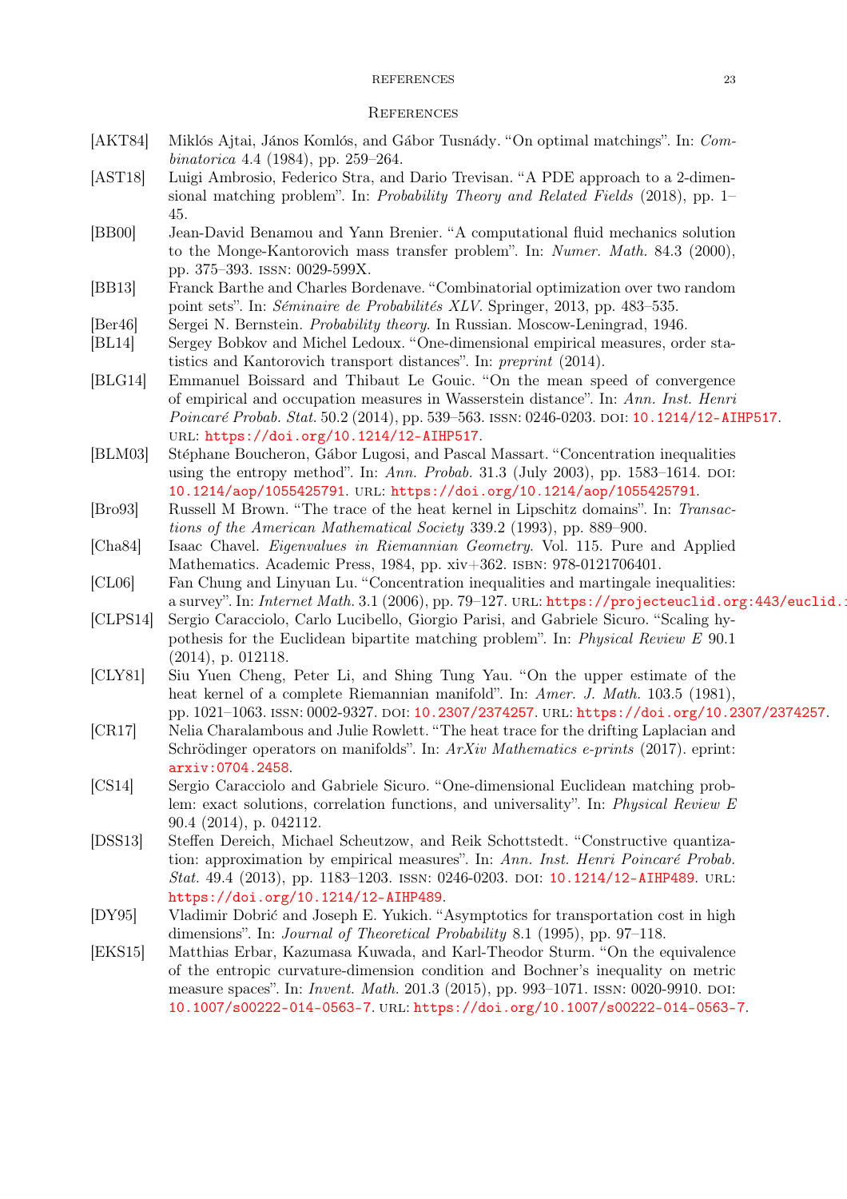# References

[AKT84] Miklós Ajtai, János Komlós, and Gábor Tusnády. "On optimal matchings". In: *Combinatorica* 4.4 (1984), pp. 259–264.

[AST18] Luigi Ambrosio, Federico Stra, and Dario Trevisan. "A PDE approach to a 2-dimensional matching problem". In: *Probability Theory and Related Fields* (2018), pp. 1–45.

[BB00] Jean-David Benamou and Yann Brenier. "A computational fluid mechanics solution to the Monge-Kantorovich mass transfer problem". In: *Numer. Math.* 84.3 (2000), pp. 375–393. ISSN: 0029-599X.

[BB13] Franck Barthe and Charles Bordenave. "Combinatorial optimization over two random point sets". In: *Séminaire de Probabilités XLV*. Springer, 2013, pp. 483–535.

[Ber46] Sergei N. Bernstein. *Probability theory*. In Russian. Moscow-Leningrad, 1946.

[BL14] Sergey Bobkov and Michel Ledoux. "One-dimensional empirical measures, order statistics and Kantorovich transport distances". In: *preprint* (2014).

[BLG14] Emmanuel Boissard and Thibaut Le Gouic. "On the mean speed of convergence of empirical and occupation measures in Wasserstein distance". In: *Ann. Inst. Henri Poincaré Probab. Stat.* 50.2 (2014), pp. 539–563. ISSN: 0246-0203. DOI: 10.1214/12-AIHP517. URL: https://doi.org/10.1214/12-AIHP517.

[BLM03] Stéphane Boucheron, Gábor Lugosi, and Pascal Massart. "Concentration inequalities using the entropy method". In: *Ann. Probab.* 31.3 (July 2003), pp. 1583–1614. DOI: 10.1214/aop/1055425791. URL: https://doi.org/10.1214/aop/1055425791.

[Bro93] Russell M Brown. "The trace of the heat kernel in Lipschitz domains". In: *Transactions of the American Mathematical Society* 339.2 (1993), pp. 889–900.

[Cha84] Isaac Chavel. *Eigenvalues in Riemannian Geometry*. Vol. 115. Pure and Applied Mathematics. Academic Press, 1984, pp. xiv+362. ISBN: 978-0121706401.

[CL06] Fan Chung and Linyuan Lu. "Concentration inequalities and martingale inequalities: a survey". In: *Internet Math.* 3.1 (2006), pp. 79–127. URL: https://projecteuclid.org:443/euclid.

[CLPS14] Sergio Caracciolo, Carlo Lucibello, Giorgio Parisi, and Gabriele Sicuro. "Scaling hypothesis for the Euclidean bipartite matching problem". In: *Physical Review E* 90.1 (2014), p. 012118.

[CLY81] Siu Yuen Cheng, Peter Li, and Shing Tung Yau. "On the upper estimate of the heat kernel of a complete Riemannian manifold". In: *Amer. J. Math.* 103.5 (1981), pp. 1021–1063. ISSN: 0002-9327. DOI: 10.2307/2374257. URL: https://doi.org/10.2307/2374257.

[CR17] Nelia Charalambous and Julie Rowlett. "The heat trace for the drifting Laplacian and Schrödinger operators on manifolds". In: *ArXiv Mathematics e-prints* (2017). eprint: arxiv:0704.2458.

[CS14] Sergio Caracciolo and Gabriele Sicuro. "One-dimensional Euclidean matching problem: exact solutions, correlation functions, and universality". In: *Physical Review E* 90.4 (2014), p. 042112.

[DSS13] Steffen Dereich, Michael Scheutzow, and Reik Schottstedt. "Constructive quantization: approximation by empirical measures". In: *Ann. Inst. Henri Poincaré Probab. Stat.* 49.4 (2013), pp. 1183–1203. ISSN: 0246-0203. DOI: 10.1214/12-AIHP489. URL: https://doi.org/10.1214/12-AIHP489.

[DY95] Vladimir Dobrić and Joseph E. Yukich. "Asymptotics for transportation cost in high dimensions". In: *Journal of Theoretical Probability* 8.1 (1995), pp. 97–118.

[EKS15] Matthias Erbar, Kazumasa Kuwada, and Karl-Theodor Sturm. "On the equivalence of the entropic curvature-dimension condition and Bochner's inequality on metric measure spaces". In: *Invent. Math.* 201.3 (2015), pp. 993–1071. ISSN: 0020-9910. DOI: 10.1007/s00222-014-0563-7. URL: https://doi.org/10.1007/s00222-014-0563-7.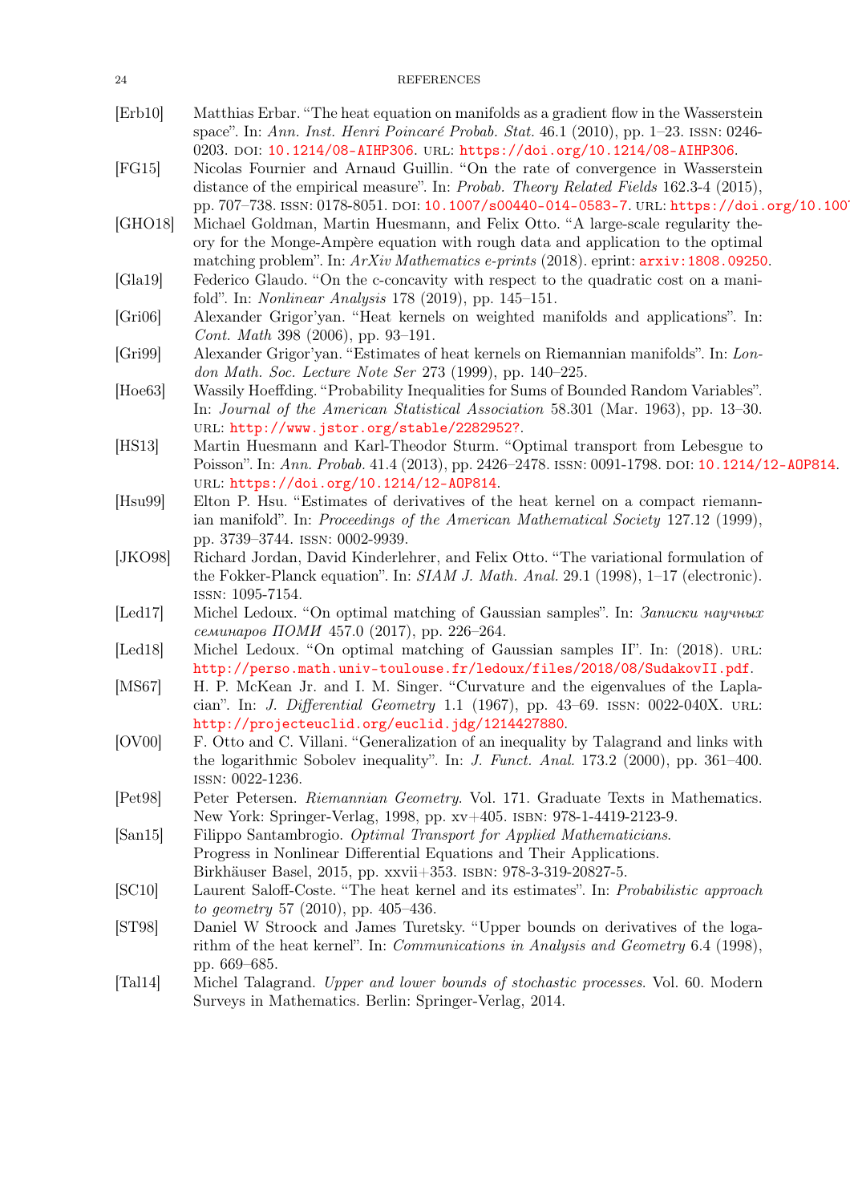- [Erb10] Matthias Erbar. "The heat equation on manifolds as a gradient flow in the Wasserstein space". In: *Ann. Inst. Henri Poincaré Probab. Stat.* 46.1 (2010), pp. 1–23. ISSN: 0246-0203. DOI: 10.1214/08-AIHP306. URL: https://doi.org/10.1214/08-AIHP306.
- [FG15] Nicolas Fournier and Arnaud Guillin. "On the rate of convergence in Wasserstein distance of the empirical measure". In: *Probab. Theory Related Fields* 162.3-4 (2015), pp. 707–738. ISSN: 0178-8051. DOI: 10.1007/s00440-014-0583-7. URL: https://doi.org/10.100
- [GHO18] Michael Goldman, Martin Huesmann, and Felix Otto. "A large-scale regularity theory for the Monge-Ampère equation with rough data and application to the optimal matching problem". In: *ArXiv Mathematics e-prints* (2018). eprint: arxiv:1808.09250.
- [Gla19] Federico Glaudo. "On the c-concavity with respect to the quadratic cost on a manifold". In: *Nonlinear Analysis* 178 (2019), pp. 145–151.
- [Gri06] Alexander Grigor'yan. "Heat kernels on weighted manifolds and applications". In: *Cont. Math* 398 (2006), pp. 93–191.
- [Gri99] Alexander Grigor'yan. "Estimates of heat kernels on Riemannian manifolds". In: *London Math. Soc. Lecture Note Ser* 273 (1999), pp. 140–225.
- [Hoe63] Wassily Hoeffding. "Probability Inequalities for Sums of Bounded Random Variables". In: *Journal of the American Statistical Association* 58.301 (Mar. 1963), pp. 13–30. URL: http://www.jstor.org/stable/2282952?.
- [HS13] Martin Huesmann and Karl-Theodor Sturm. "Optimal transport from Lebesgue to Poisson". In: *Ann. Probab.* 41.4 (2013), pp. 2426–2478. ISSN: 0091-1798. DOI: 10.1214/12-AOP814. URL: https://doi.org/10.1214/12-AOP814.
- [Hsu99] Elton P. Hsu. "Estimates of derivatives of the heat kernel on a compact riemannian manifold". In: *Proceedings of the American Mathematical Society* 127.12 (1999), pp. 3739–3744. ISSN: 0002-9939.
- [JKO98] Richard Jordan, David Kinderlehrer, and Felix Otto. "The variational formulation of the Fokker-Planck equation". In: *SIAM J. Math. Anal.* 29.1 (1998), 1–17 (electronic). ISSN: 1095-7154.
- [Led17] Michel Ledoux. "On optimal matching of Gaussian samples". In: *Записки научных семинаров ПОМИ* 457.0 (2017), pp. 226–264.
- [Led18] Michel Ledoux. "On optimal matching of Gaussian samples II". In: (2018). URL: http://perso.math.univ-toulouse.fr/ledoux/files/2018/08/SudakovII.pdf.
- [MS67] H. P. McKean Jr. and I. M. Singer. "Curvature and the eigenvalues of the Laplacian". In: *J. Differential Geometry* 1.1 (1967), pp. 43–69. ISSN: 0022-040X. URL: http://projecteuclid.org/euclid.jdg/1214427880.
- [OV00] F. Otto and C. Villani. "Generalization of an inequality by Talagrand and links with the logarithmic Sobolev inequality". In: *J. Funct. Anal.* 173.2 (2000), pp. 361–400. ISSN: 0022-1236.
- [Pet98] Peter Petersen. *Riemannian Geometry*. Vol. 171. Graduate Texts in Mathematics. New York: Springer-Verlag, 1998, pp. xv+405. ISBN: 978-1-4419-2123-9.
- [San15] Filippo Santambrogio. *Optimal Transport for Applied Mathematicians*. Progress in Nonlinear Differential Equations and Their Applications. Birkhäuser Basel, 2015, pp. xxvii+353. ISBN: 978-3-319-20827-5.
- [SC10] Laurent Saloff-Coste. "The heat kernel and its estimates". In: *Probabilistic approach to geometry* 57 (2010), pp. 405–436.
- [ST98] Daniel W Stroock and James Turetsky. "Upper bounds on derivatives of the logarithm of the heat kernel". In: *Communications in Analysis and Geometry* 6.4 (1998), pp. 669–685.
- [Tal14] Michel Talagrand. *Upper and lower bounds of stochastic processes*. Vol. 60. Modern Surveys in Mathematics. Berlin: Springer-Verlag, 2014.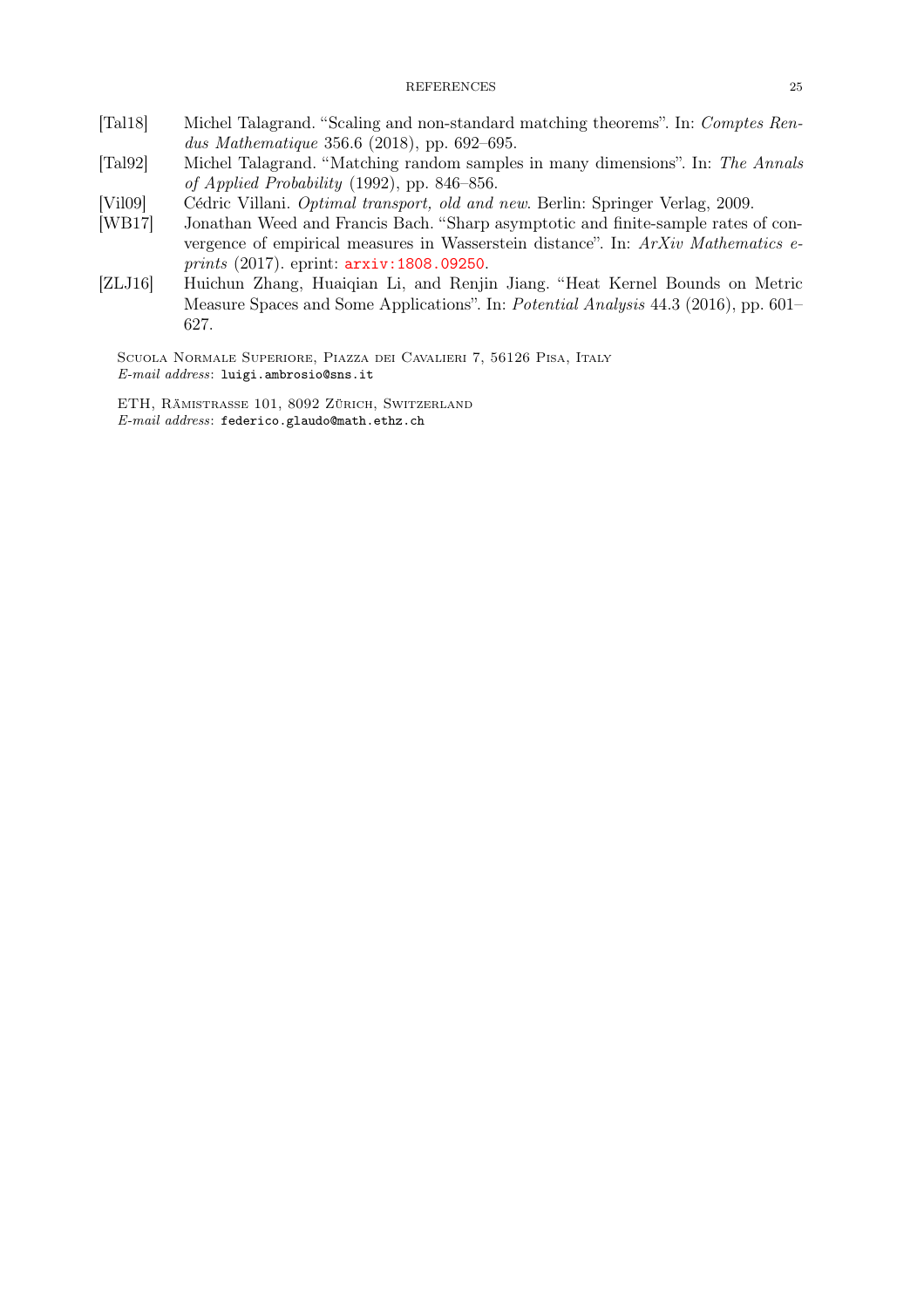[Tal18] Michel Talagrand. "Scaling and non-standard matching theorems". In: *Comptes Rendus Mathematique* 356.6 (2018), pp. 692–695.

[Tal92] Michel Talagrand. "Matching random samples in many dimensions". In: *The Annals of Applied Probability* (1992), pp. 846–856.

[Vil09] Cédric Villani. *Optimal transport, old and new*. Berlin: Springer Verlag, 2009.

[WB17] Jonathan Weed and Francis Bach. "Sharp asymptotic and finite-sample rates of convergence of empirical measures in Wasserstein distance". In: *ArXiv Mathematics e-prints* (2017). eprint: arxiv:1808.09250.

[ZLJ16] Huichun Zhang, Huaiqian Li, and Renjin Jiang. "Heat Kernel Bounds on Metric Measure Spaces and Some Applications". In: *Potential Analysis* 44.3 (2016), pp. 601–627.

Scuola Normale Superiore, Piazza dei Cavalieri 7, 56126 Pisa, Italy
*E-mail address*: luigi.ambrosio@sns.it

ETH, Rämistrasse 101, 8092 Zürich, Switzerland
*E-mail address*: federico.glaudo@math.ethz.ch